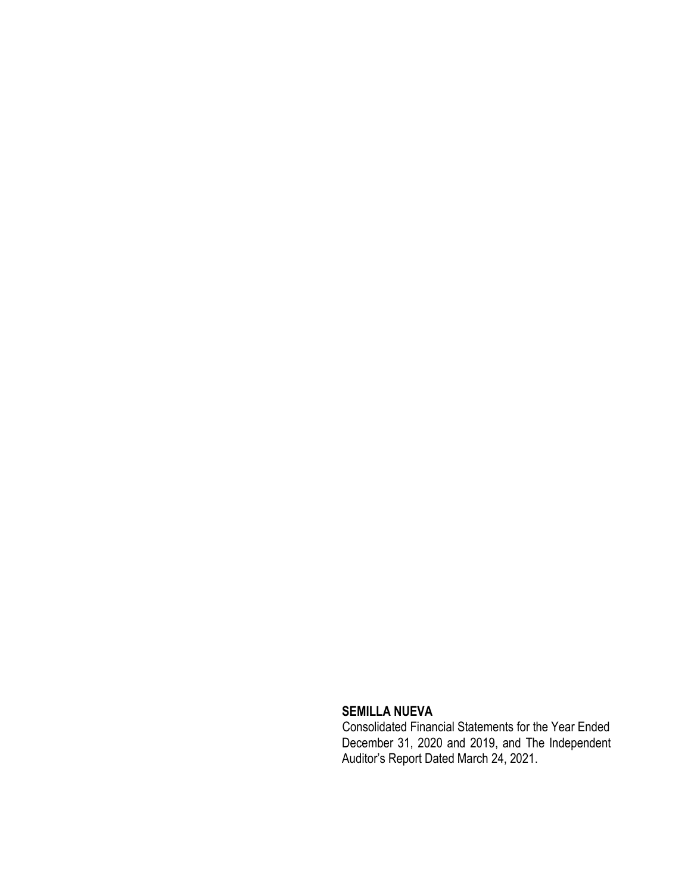**SEMILLA NUEVA**

Consolidated Financial Statements for the Year Ended December 31, 2020 and 2019, and The Independent Auditor's Report Dated March 24, 2021.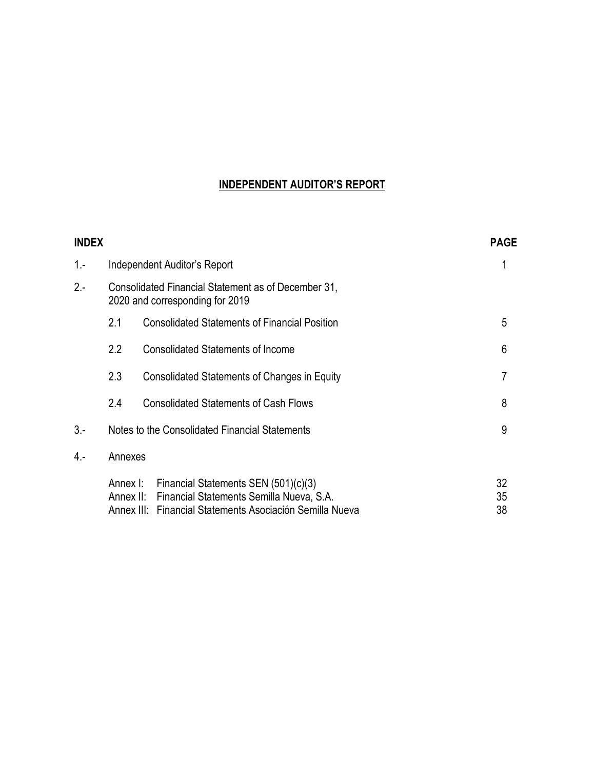# INDEPENDENT AUDITOR'S REPORT

| INDEX | | | PAGE |
|---|---|---|---|
| 1.- | Independent Auditor's Report | | 1 |
| 2.- | Consolidated Financial Statement as of December 31, 2020 and corresponding for 2019 | | |
| | 2.1 | Consolidated Statements of Financial Position | 5 |
| | 2.2 | Consolidated Statements of Income | 6 |
| | 2.3 | Consolidated Statements of Changes in Equity | 7 |
| | 2.4 | Consolidated Statements of Cash Flows | 8 |
| 3.- | Notes to the Consolidated Financial Statements | | 9 |
| 4.- | Annexes | | |
| | Annex I: | Financial Statements SEN (501)(c)(3) | 32 |
| | Annex II: | Financial Statements Semilla Nueva, S.A. | 35 |
| | Annex III: | Financial Statements Asociación Semilla Nueva | 38 |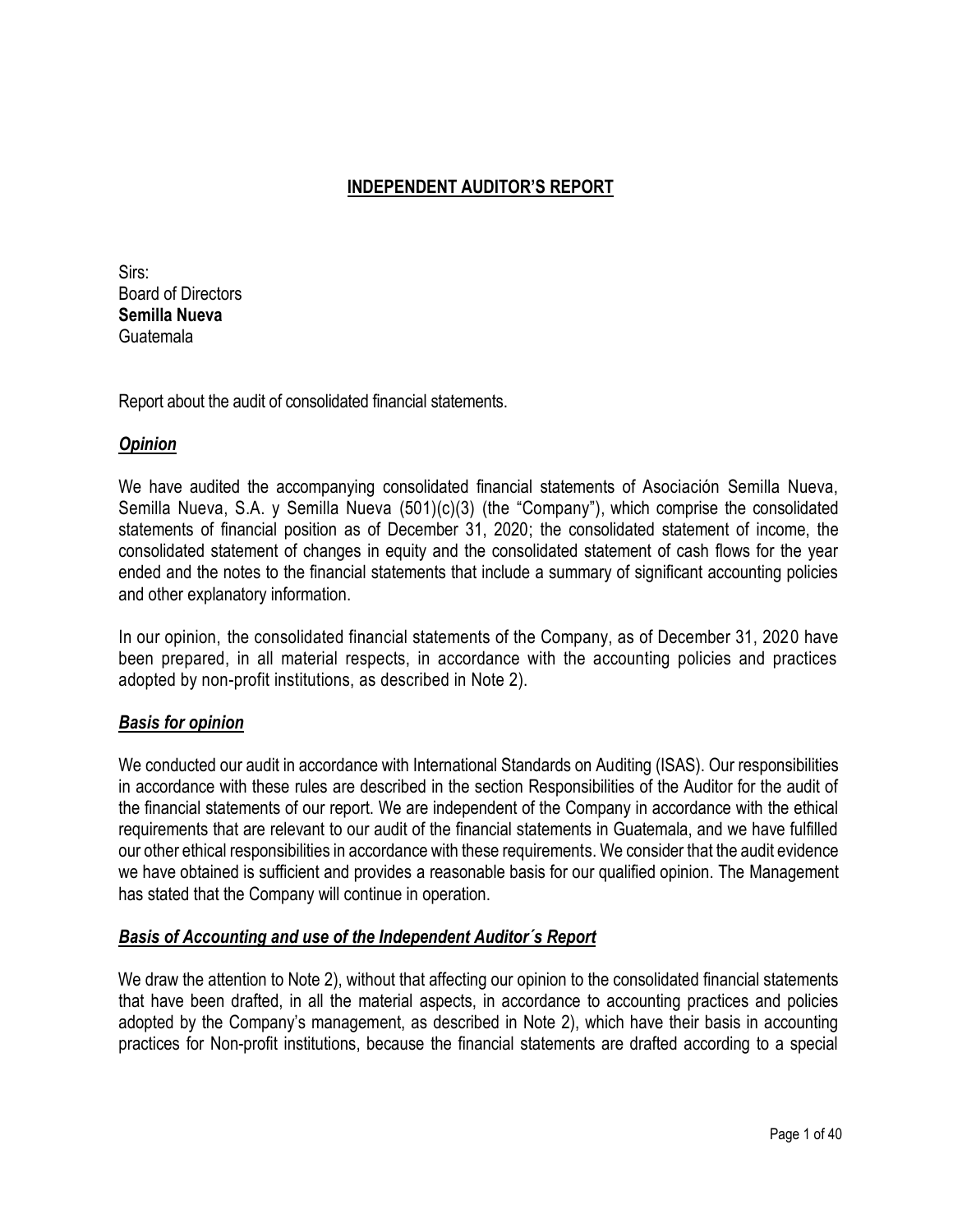# INDEPENDENT AUDITOR'S REPORT

Sirs:
Board of Directors
**Semilla Nueva**
Guatemala

Report about the audit of consolidated financial statements.

## ***Opinion***

We have audited the accompanying consolidated financial statements of Asociación Semilla Nueva, Semilla Nueva, S.A. y Semilla Nueva (501)(c)(3) (the "Company"), which comprise the consolidated statements of financial position as of December 31, 2020; the consolidated statement of income, the consolidated statement of changes in equity and the consolidated statement of cash flows for the year ended and the notes to the financial statements that include a summary of significant accounting policies and other explanatory information.

In our opinion, the consolidated financial statements of the Company, as of December 31, 2020 have been prepared, in all material respects, in accordance with the accounting policies and practices adopted by non-profit institutions, as described in Note 2).

## ***Basis for opinion***

We conducted our audit in accordance with International Standards on Auditing (ISAS). Our responsibilities in accordance with these rules are described in the section Responsibilities of the Auditor for the audit of the financial statements of our report. We are independent of the Company in accordance with the ethical requirements that are relevant to our audit of the financial statements in Guatemala, and we have fulfilled our other ethical responsibilities in accordance with these requirements. We consider that the audit evidence we have obtained is sufficient and provides a reasonable basis for our qualified opinion. The Management has stated that the Company will continue in operation.

## ***Basis of Accounting and use of the Independent Auditor´s Report***

We draw the attention to Note 2), without that affecting our opinion to the consolidated financial statements that have been drafted, in all the material aspects, in accordance to accounting practices and policies adopted by the Company's management, as described in Note 2), which have their basis in accounting practices for Non-profit institutions, because the financial statements are drafted according to a special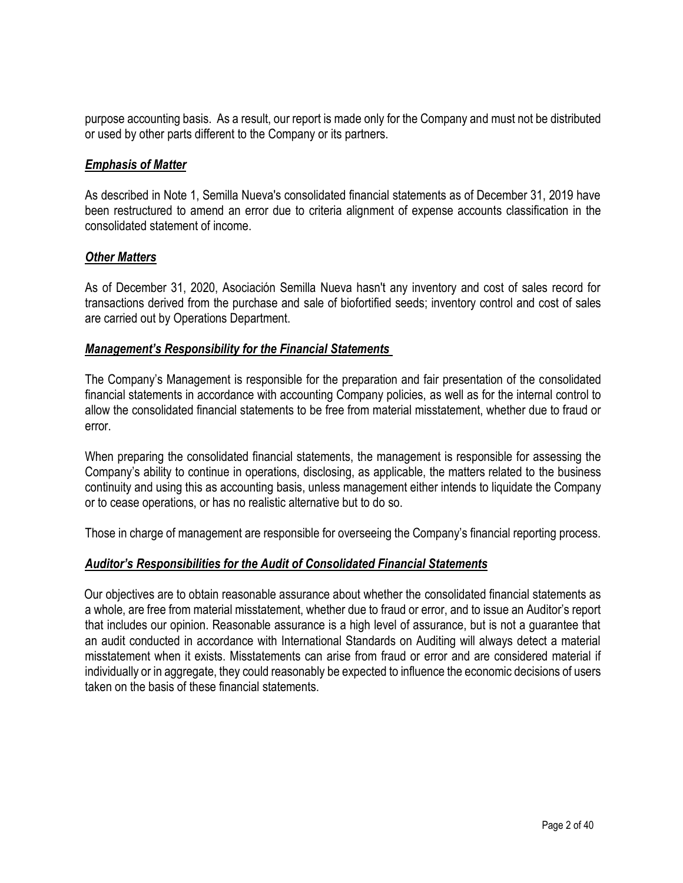purpose accounting basis. As a result, our report is made only for the Company and must not be distributed or used by other parts different to the Company or its partners.

### ***Emphasis of Matter***

As described in Note 1, Semilla Nueva's consolidated financial statements as of December 31, 2019 have been restructured to amend an error due to criteria alignment of expense accounts classification in the consolidated statement of income.

### ***Other Matters***

As of December 31, 2020, Asociación Semilla Nueva hasn't any inventory and cost of sales record for transactions derived from the purchase and sale of biofortified seeds; inventory control and cost of sales are carried out by Operations Department.

### ***Management's Responsibility for the Financial Statements***

The Company's Management is responsible for the preparation and fair presentation of the consolidated financial statements in accordance with accounting Company policies, as well as for the internal control to allow the consolidated financial statements to be free from material misstatement, whether due to fraud or error.

When preparing the consolidated financial statements, the management is responsible for assessing the Company's ability to continue in operations, disclosing, as applicable, the matters related to the business continuity and using this as accounting basis, unless management either intends to liquidate the Company or to cease operations, or has no realistic alternative but to do so.

Those in charge of management are responsible for overseeing the Company's financial reporting process.

### ***Auditor's Responsibilities for the Audit of Consolidated Financial Statements***

Our objectives are to obtain reasonable assurance about whether the consolidated financial statements as a whole, are free from material misstatement, whether due to fraud or error, and to issue an Auditor's report that includes our opinion. Reasonable assurance is a high level of assurance, but is not a guarantee that an audit conducted in accordance with International Standards on Auditing will always detect a material misstatement when it exists. Misstatements can arise from fraud or error and are considered material if individually or in aggregate, they could reasonably be expected to influence the economic decisions of users taken on the basis of these financial statements.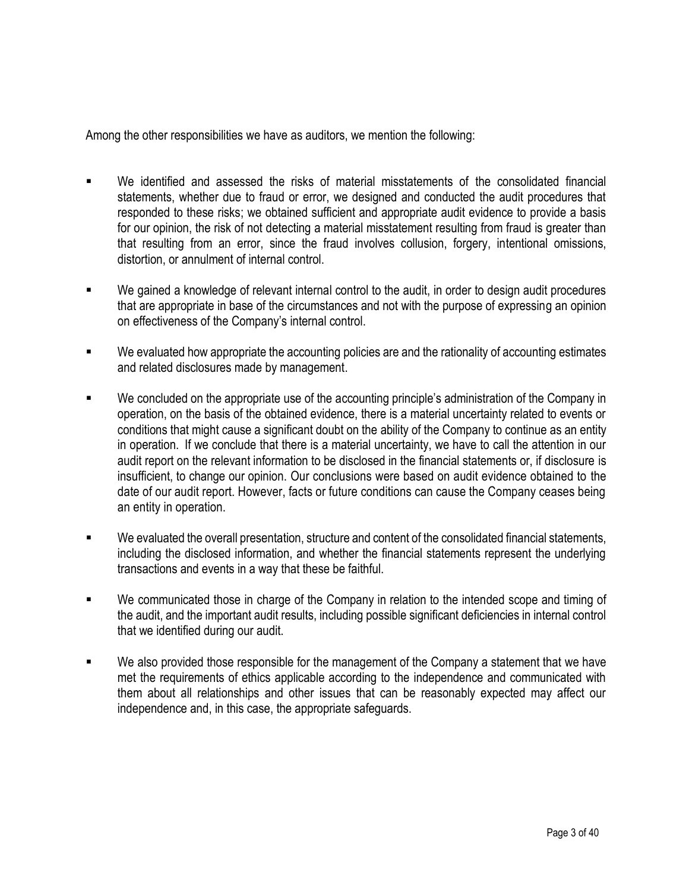Among the other responsibilities we have as auditors, we mention the following:

- We identified and assessed the risks of material misstatements of the consolidated financial statements, whether due to fraud or error, we designed and conducted the audit procedures that responded to these risks; we obtained sufficient and appropriate audit evidence to provide a basis for our opinion, the risk of not detecting a material misstatement resulting from fraud is greater than that resulting from an error, since the fraud involves collusion, forgery, intentional omissions, distortion, or annulment of internal control.

- We gained a knowledge of relevant internal control to the audit, in order to design audit procedures that are appropriate in base of the circumstances and not with the purpose of expressing an opinion on effectiveness of the Company's internal control.

- We evaluated how appropriate the accounting policies are and the rationality of accounting estimates and related disclosures made by management.

- We concluded on the appropriate use of the accounting principle's administration of the Company in operation, on the basis of the obtained evidence, there is a material uncertainty related to events or conditions that might cause a significant doubt on the ability of the Company to continue as an entity in operation. If we conclude that there is a material uncertainty, we have to call the attention in our audit report on the relevant information to be disclosed in the financial statements or, if disclosure is insufficient, to change our opinion. Our conclusions were based on audit evidence obtained to the date of our audit report. However, facts or future conditions can cause the Company ceases being an entity in operation.

- We evaluated the overall presentation, structure and content of the consolidated financial statements, including the disclosed information, and whether the financial statements represent the underlying transactions and events in a way that these be faithful.

- We communicated those in charge of the Company in relation to the intended scope and timing of the audit, and the important audit results, including possible significant deficiencies in internal control that we identified during our audit.

- We also provided those responsible for the management of the Company a statement that we have met the requirements of ethics applicable according to the independence and communicated with them about all relationships and other issues that can be reasonably expected may affect our independence and, in this case, the appropriate safeguards.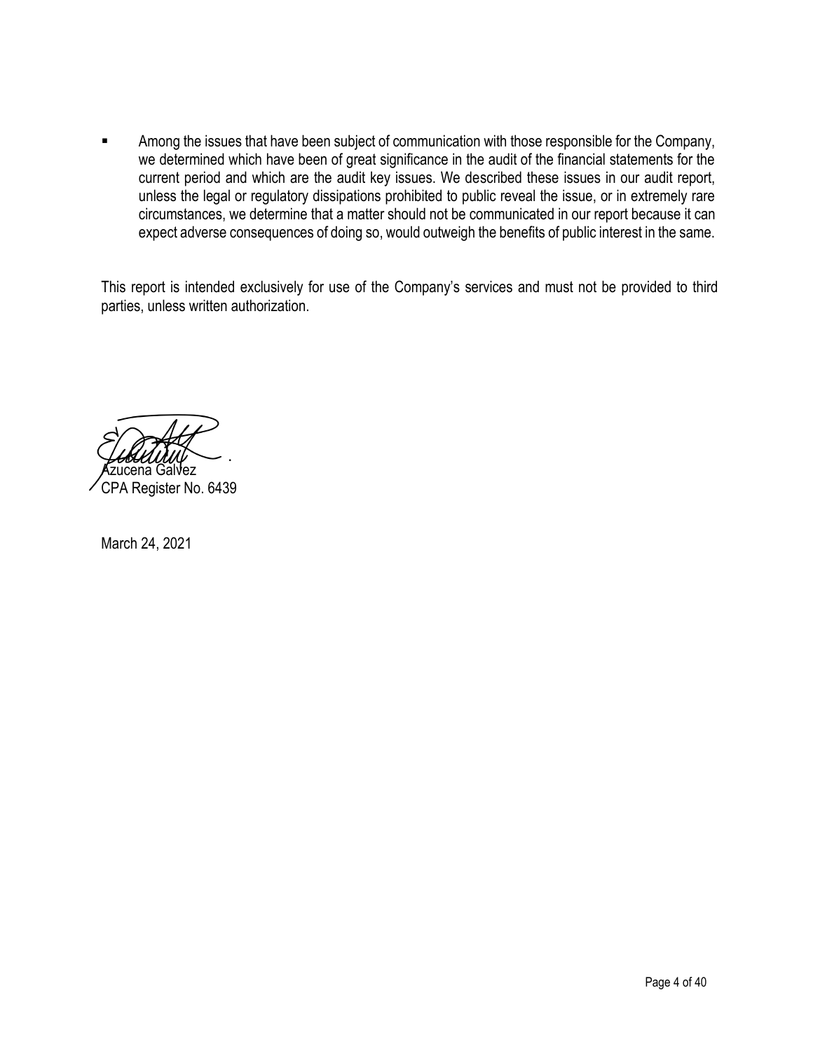- Among the issues that have been subject of communication with those responsible for the Company, we determined which have been of great significance in the audit of the financial statements for the current period and which are the audit key issues. We described these issues in our audit report, unless the legal or regulatory dissipations prohibited to public reveal the issue, or in extremely rare circumstances, we determine that a matter should not be communicated in our report because it can expect adverse consequences of doing so, would outweigh the benefits of public interest in the same.

This report is intended exclusively for use of the Company's services and must not be provided to third parties, unless written authorization.

Azucena Galvez
CPA Register No. 6439

March 24, 2021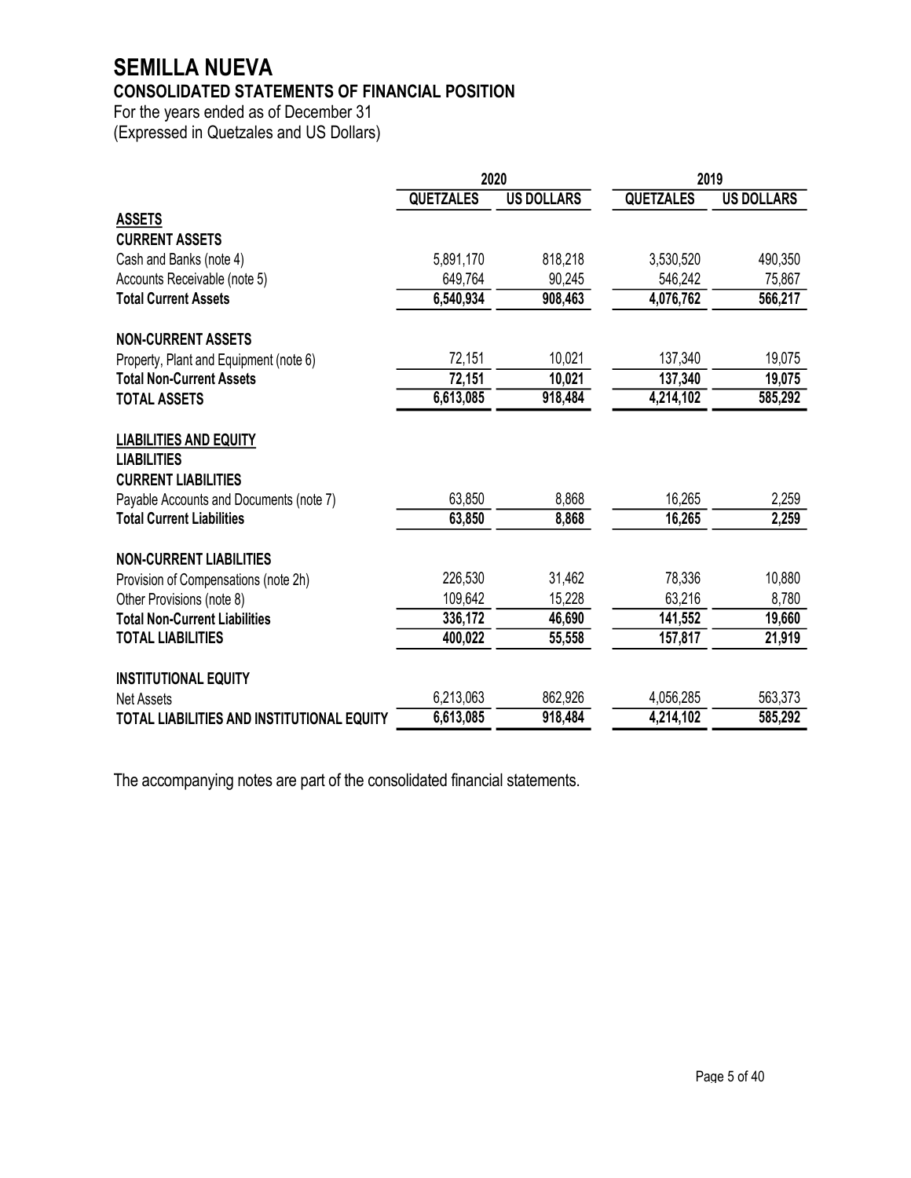# SEMILLA NUEVA

## CONSOLIDATED STATEMENTS OF FINANCIAL POSITION

For the years ended as of December 31

(Expressed in Quetzales and US Dollars)

| | 2020 | | 2019 | |
|---|---|---|---|---|
| | QUETZALES | US DOLLARS | QUETZALES | US DOLLARS |
| **ASSETS** | | | | |
| **CURRENT ASSETS** | | | | |
| Cash and Banks (note 4) | 5,891,170 | 818,218 | 3,530,520 | 490,350 |
| Accounts Receivable (note 5) | 649,764 | 90,245 | 546,242 | 75,867 |
| **Total Current Assets** | **6,540,934** | **908,463** | **4,076,762** | **566,217** |
| **NON-CURRENT ASSETS** | | | | |
| Property, Plant and Equipment (note 6) | 72,151 | 10,021 | 137,340 | 19,075 |
| **Total Non-Current Assets** | **72,151** | **10,021** | **137,340** | **19,075** |
| **TOTAL ASSETS** | **6,613,085** | **918,484** | **4,214,102** | **585,292** |
| **LIABILITIES AND EQUITY** | | | | |
| **LIABILITIES** | | | | |
| **CURRENT LIABILITIES** | | | | |
| Payable Accounts and Documents (note 7) | 63,850 | 8,868 | 16,265 | 2,259 |
| **Total Current Liabilities** | **63,850** | **8,868** | **16,265** | **2,259** |
| **NON-CURRENT LIABILITIES** | | | | |
| Provision of Compensations (note 2h) | 226,530 | 31,462 | 78,336 | 10,880 |
| Other Provisions (note 8) | 109,642 | 15,228 | 63,216 | 8,780 |
| **Total Non-Current Liabilities** | **336,172** | **46,690** | **141,552** | **19,660** |
| **TOTAL LIABILITIES** | **400,022** | **55,558** | **157,817** | **21,919** |
| **INSTITUTIONAL EQUITY** | | | | |
| Net Assets | 6,213,063 | 862,926 | 4,056,285 | 563,373 |
| **TOTAL LIABILITIES AND INSTITUTIONAL EQUITY** | **6,613,085** | **918,484** | **4,214,102** | **585,292** |

The accompanying notes are part of the consolidated financial statements.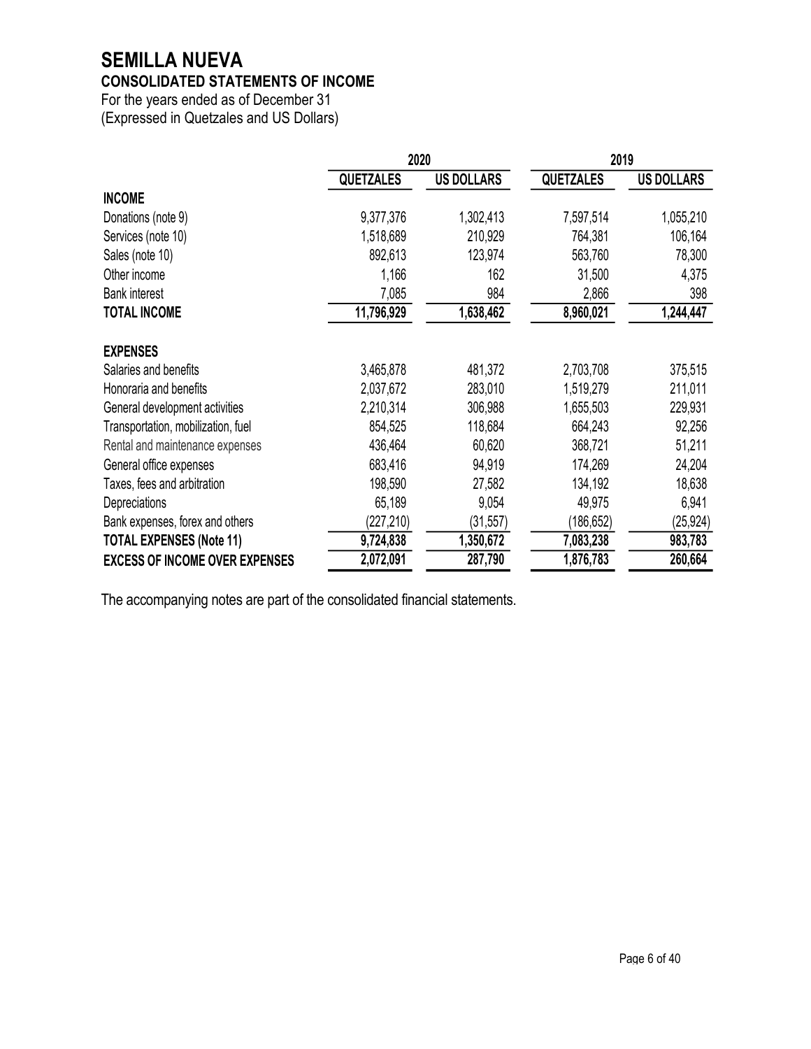# SEMILLA NUEVA

## CONSOLIDATED STATEMENTS OF INCOME

For the years ended as of December 31
(Expressed in Quetzales and US Dollars)

| | 2020 | | 2019 | |
|---|---|---|---|---|
| | **QUETZALES** | **US DOLLARS** | **QUETZALES** | **US DOLLARS** |
| **INCOME** | | | | |
| Donations (note 9) | 9,377,376 | 1,302,413 | 7,597,514 | 1,055,210 |
| Services (note 10) | 1,518,689 | 210,929 | 764,381 | 106,164 |
| Sales (note 10) | 892,613 | 123,974 | 563,760 | 78,300 |
| Other income | 1,166 | 162 | 31,500 | 4,375 |
| Bank interest | 7,085 | 984 | 2,866 | 398 |
| **TOTAL INCOME** | **11,796,929** | **1,638,462** | **8,960,021** | **1,244,447** |
| | | | | |
| **EXPENSES** | | | | |
| Salaries and benefits | 3,465,878 | 481,372 | 2,703,708 | 375,515 |
| Honoraria and benefits | 2,037,672 | 283,010 | 1,519,279 | 211,011 |
| General development activities | 2,210,314 | 306,988 | 1,655,503 | 229,931 |
| Transportation, mobilization, fuel | 854,525 | 118,684 | 664,243 | 92,256 |
| Rental and maintenance expenses | 436,464 | 60,620 | 368,721 | 51,211 |
| General office expenses | 683,416 | 94,919 | 174,269 | 24,204 |
| Taxes, fees and arbitration | 198,590 | 27,582 | 134,192 | 18,638 |
| Depreciations | 65,189 | 9,054 | 49,975 | 6,941 |
| Bank expenses, forex and others | (227,210) | (31,557) | (186,652) | (25,924) |
| **TOTAL EXPENSES (Note 11)** | **9,724,838** | **1,350,672** | **7,083,238** | **983,783** |
| **EXCESS OF INCOME OVER EXPENSES** | **2,072,091** | **287,790** | **1,876,783** | **260,664** |

The accompanying notes are part of the consolidated financial statements.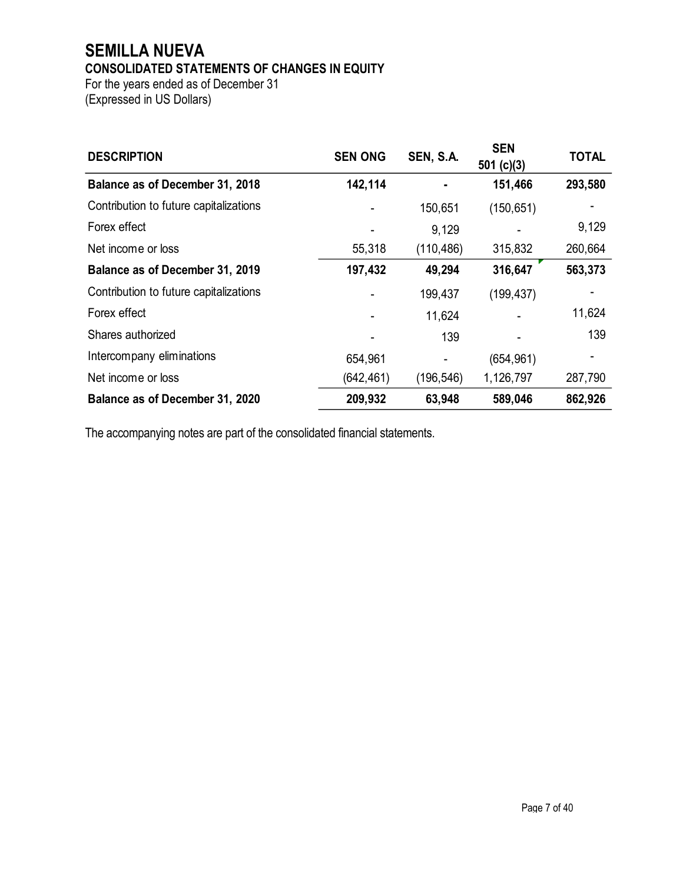# SEMILLA NUEVA

## CONSOLIDATED STATEMENTS OF CHANGES IN EQUITY

For the years ended as of December 31
(Expressed in US Dollars)

| DESCRIPTION | SEN ONG | SEN, S.A. | SEN 501 (c)(3) | TOTAL |
|---|---|---|---|---|
| **Balance as of December 31, 2018** | **142,114** | **-** | **151,466** | **293,580** |
| Contribution to future capitalizations | - | 150,651 | (150,651) | - |
| Forex effect | - | 9,129 | - | 9,129 |
| Net income or loss | 55,318 | (110,486) | 315,832 | 260,664 |
| **Balance as of December 31, 2019** | **197,432** | **49,294** | **316,647** | **563,373** |
| Contribution to future capitalizations | - | 199,437 | (199,437) | - |
| Forex effect | - | 11,624 | - | 11,624 |
| Shares authorized | - | 139 | - | 139 |
| Intercompany eliminations | 654,961 | - | (654,961) | - |
| Net income or loss | (642,461) | (196,546) | 1,126,797 | 287,790 |
| **Balance as of December 31, 2020** | **209,932** | **63,948** | **589,046** | **862,926** |

The accompanying notes are part of the consolidated financial statements.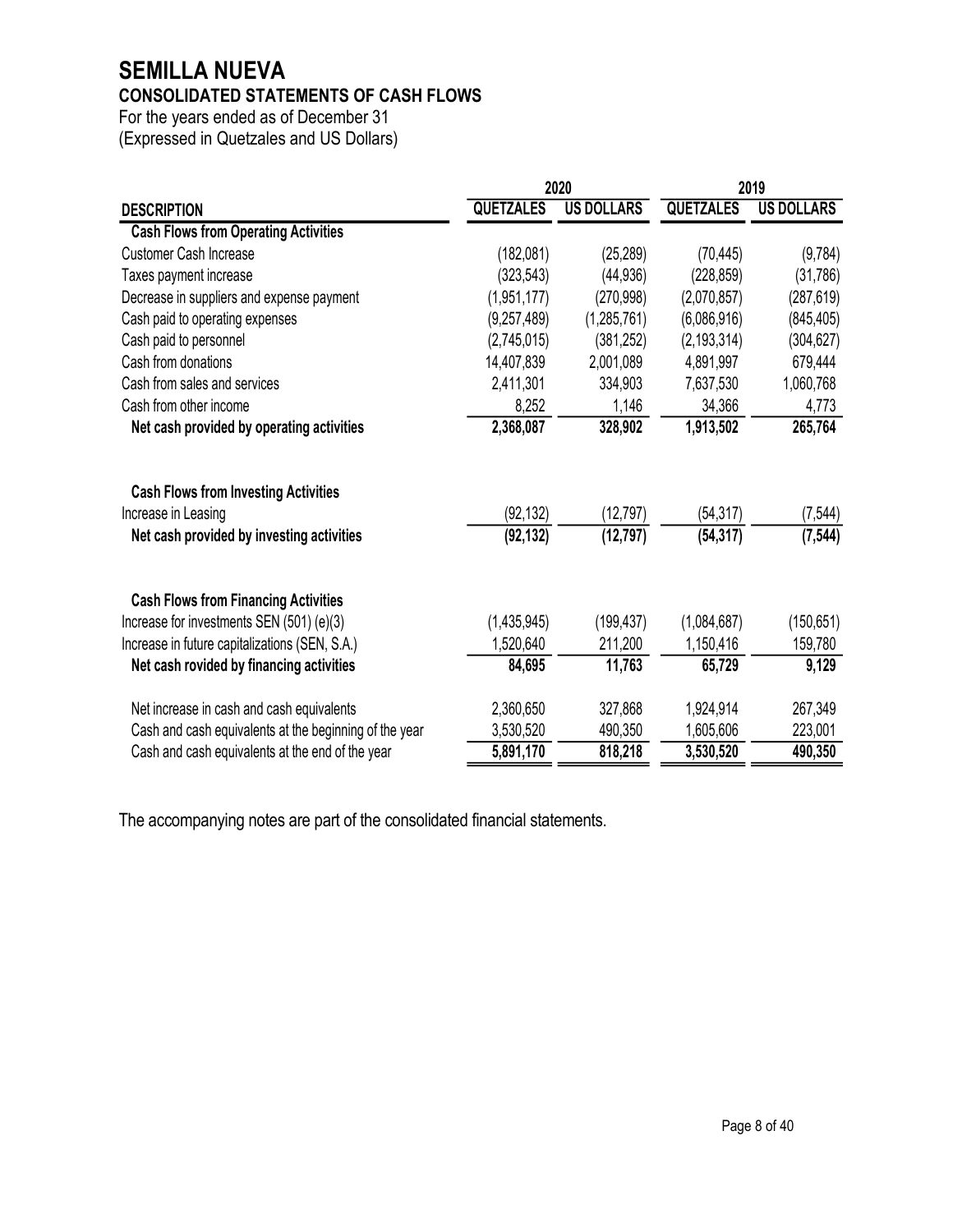# SEMILLA NUEVA

## CONSOLIDATED STATEMENTS OF CASH FLOWS

For the years ended as of December 31

(Expressed in Quetzales and US Dollars)

| | 2020 | | 2019 | |
|---|---|---|---|---|
| **DESCRIPTION** | **QUETZALES** | **US DOLLARS** | **QUETZALES** | **US DOLLARS** |
| **Cash Flows from Operating Activities** | | | | |
| Customer Cash Increase | (182,081) | (25,289) | (70,445) | (9,784) |
| Taxes payment increase | (323,543) | (44,936) | (228,859) | (31,786) |
| Decrease in suppliers and expense payment | (1,951,177) | (270,998) | (2,070,857) | (287,619) |
| Cash paid to operating expenses | (9,257,489) | (1,285,761) | (6,086,916) | (845,405) |
| Cash paid to personnel | (2,745,015) | (381,252) | (2,193,314) | (304,627) |
| Cash from donations | 14,407,839 | 2,001,089 | 4,891,997 | 679,444 |
| Cash from sales and services | 2,411,301 | 334,903 | 7,637,530 | 1,060,768 |
| Cash from other income | 8,252 | 1,146 | 34,366 | 4,773 |
| **Net cash provided by operating activities** | **2,368,087** | **328,902** | **1,913,502** | **265,764** |
| | | | | |
| **Cash Flows from Investing Activities** | | | | |
| Increase in Leasing | (92,132) | (12,797) | (54,317) | (7,544) |
| **Net cash provided by investing activities** | **(92,132)** | **(12,797)** | **(54,317)** | **(7,544)** |
| | | | | |
| **Cash Flows from Financing Activities** | | | | |
| Increase for investments SEN (501) (e)(3) | (1,435,945) | (199,437) | (1,084,687) | (150,651) |
| Increase in future capitalizations (SEN, S.A.) | 1,520,640 | 211,200 | 1,150,416 | 159,780 |
| **Net cash rovided by financing activities** | **84,695** | **11,763** | **65,729** | **9,129** |
| | | | | |
| Net increase in cash and cash equivalents | 2,360,650 | 327,868 | 1,924,914 | 267,349 |
| Cash and cash equivalents at the beginning of the year | 3,530,520 | 490,350 | 1,605,606 | 223,001 |
| Cash and cash equivalents at the end of the year | **5,891,170** | **818,218** | **3,530,520** | **490,350** |

The accompanying notes are part of the consolidated financial statements.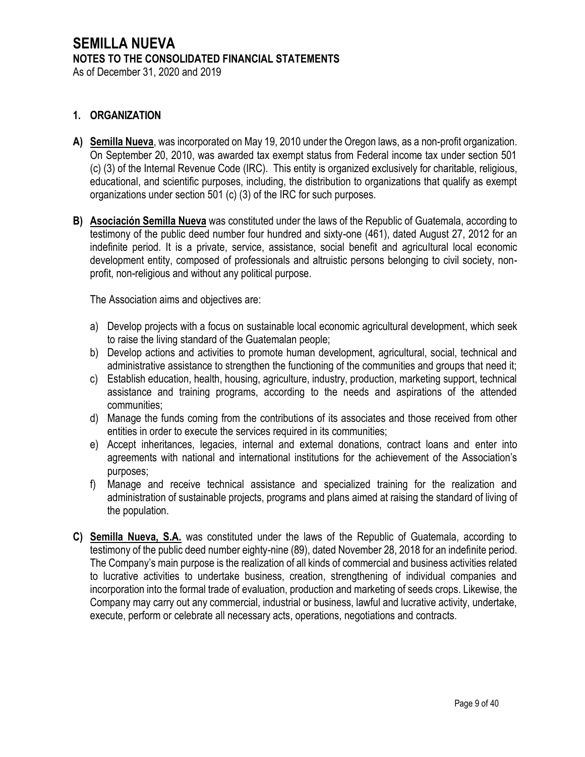# SEMILLA NUEVA

## NOTES TO THE CONSOLIDATED FINANCIAL STATEMENTS

As of December 31, 2020 and 2019

### 1. ORGANIZATION

**A) Semilla Nueva**, was incorporated on May 19, 2010 under the Oregon laws, as a non-profit organization. On September 20, 2010, was awarded tax exempt status from Federal income tax under section 501 (c) (3) of the Internal Revenue Code (IRC). This entity is organized exclusively for charitable, religious, educational, and scientific purposes, including, the distribution to organizations that qualify as exempt organizations under section 501 (c) (3) of the IRC for such purposes.

**B) Asociación Semilla Nueva** was constituted under the laws of the Republic of Guatemala, according to testimony of the public deed number four hundred and sixty-one (461), dated August 27, 2012 for an indefinite period. It is a private, service, assistance, social benefit and agricultural local economic development entity, composed of professionals and altruistic persons belonging to civil society, non-profit, non-religious and without any political purpose.

The Association aims and objectives are:

a) Develop projects with a focus on sustainable local economic agricultural development, which seek to raise the living standard of the Guatemalan people;
b) Develop actions and activities to promote human development, agricultural, social, technical and administrative assistance to strengthen the functioning of the communities and groups that need it;
c) Establish education, health, housing, agriculture, industry, production, marketing support, technical assistance and training programs, according to the needs and aspirations of the attended communities;
d) Manage the funds coming from the contributions of its associates and those received from other entities in order to execute the services required in its communities;
e) Accept inheritances, legacies, internal and external donations, contract loans and enter into agreements with national and international institutions for the achievement of the Association's purposes;
f) Manage and receive technical assistance and specialized training for the realization and administration of sustainable projects, programs and plans aimed at raising the standard of living of the population.

**C) Semilla Nueva, S.A.** was constituted under the laws of the Republic of Guatemala, according to testimony of the public deed number eighty-nine (89), dated November 28, 2018 for an indefinite period. The Company's main purpose is the realization of all kinds of commercial and business activities related to lucrative activities to undertake business, creation, strengthening of individual companies and incorporation into the formal trade of evaluation, production and marketing of seeds crops. Likewise, the Company may carry out any commercial, industrial or business, lawful and lucrative activity, undertake, execute, perform or celebrate all necessary acts, operations, negotiations and contracts.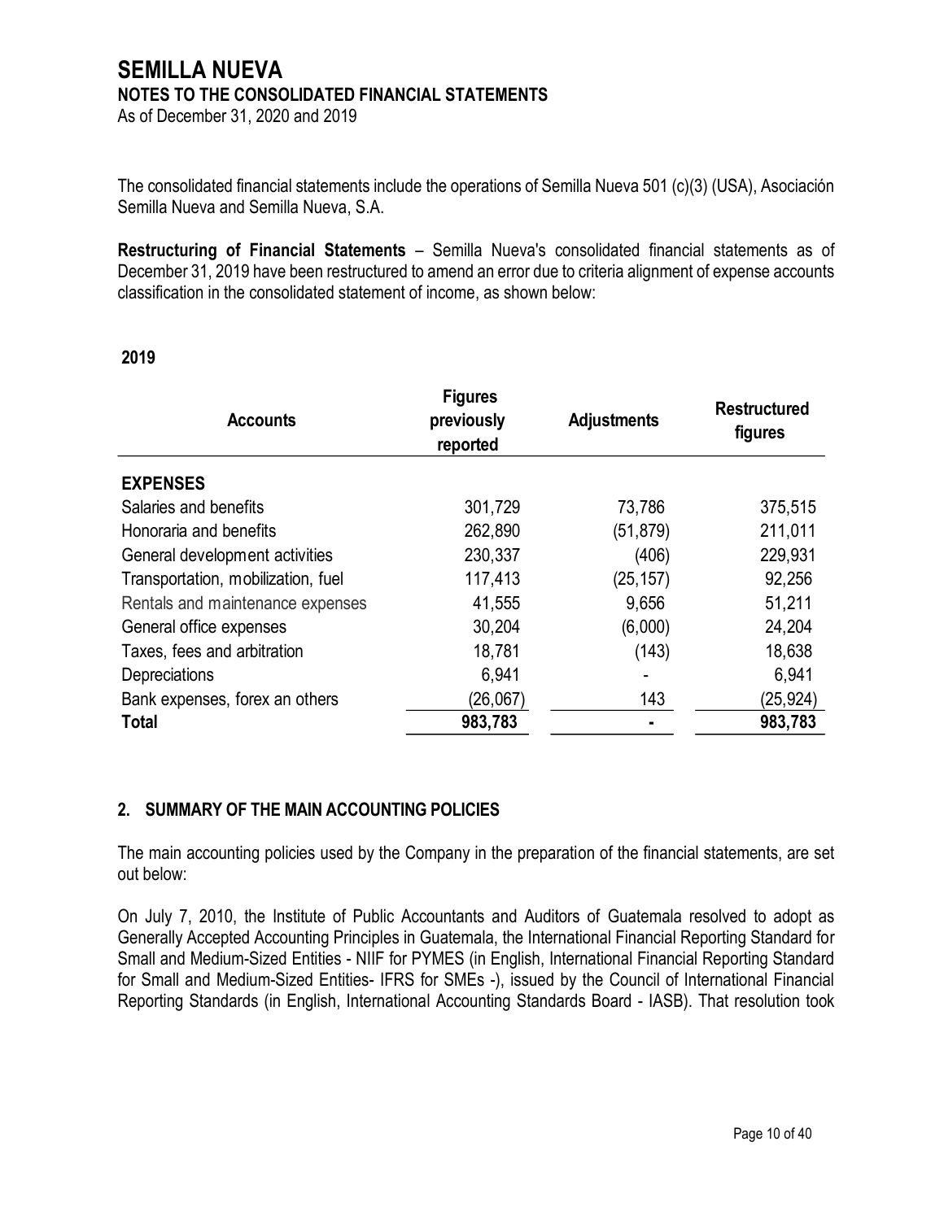The consolidated financial statements include the operations of Semilla Nueva 501 (c)(3) (USA), Asociación Semilla Nueva and Semilla Nueva, S.A.

**Restructuring of Financial Statements** – Semilla Nueva's consolidated financial statements as of December 31, 2019 have been restructured to amend an error due to criteria alignment of expense accounts classification in the consolidated statement of income, as shown below:

**2019**

| Accounts | Figures previously reported | Adjustments | Restructured figures |
|---|---|---|---|
| **EXPENSES** | | | |
| Salaries and benefits | 301,729 | 73,786 | 375,515 |
| Honoraria and benefits | 262,890 | (51,879) | 211,011 |
| General development activities | 230,337 | (406) | 229,931 |
| Transportation, mobilization, fuel | 117,413 | (25,157) | 92,256 |
| Rentals and maintenance expenses | 41,555 | 9,656 | 51,211 |
| General office expenses | 30,204 | (6,000) | 24,204 |
| Taxes, fees and arbitration | 18,781 | (143) | 18,638 |
| Depreciations | 6,941 | - | 6,941 |
| Bank expenses, forex an others | (26,067) | 143 | (25,924) |
| **Total** | **983,783** | **-** | **983,783** |

## 2. SUMMARY OF THE MAIN ACCOUNTING POLICIES

The main accounting policies used by the Company in the preparation of the financial statements, are set out below:

On July 7, 2010, the Institute of Public Accountants and Auditors of Guatemala resolved to adopt as Generally Accepted Accounting Principles in Guatemala, the International Financial Reporting Standard for Small and Medium-Sized Entities - NIIF for PYMES (in English, International Financial Reporting Standard for Small and Medium-Sized Entities- IFRS for SMEs -), issued by the Council of International Financial Reporting Standards (in English, International Accounting Standards Board - IASB). That resolution took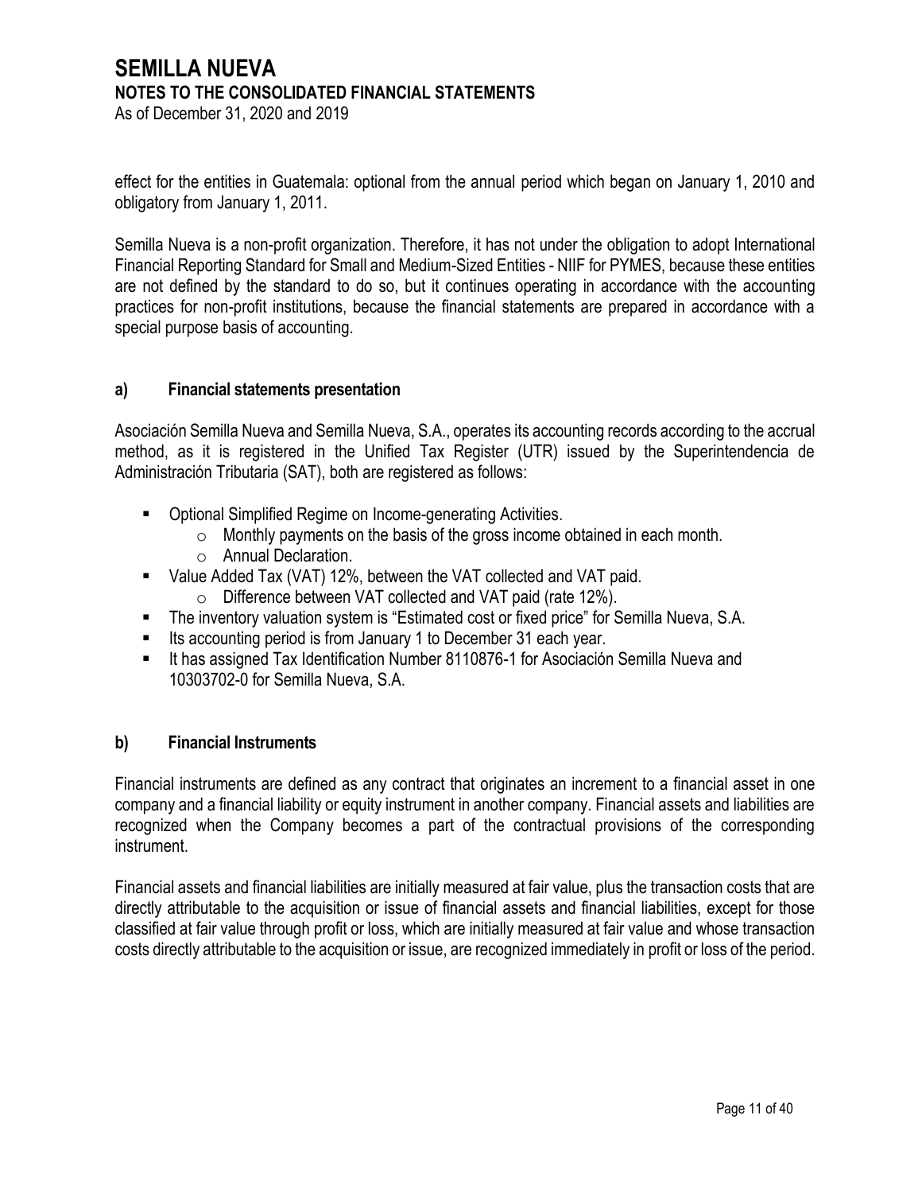effect for the entities in Guatemala: optional from the annual period which began on January 1, 2010 and obligatory from January 1, 2011.

Semilla Nueva is a non-profit organization. Therefore, it has not under the obligation to adopt International Financial Reporting Standard for Small and Medium-Sized Entities - NIIF for PYMES, because these entities are not defined by the standard to do so, but it continues operating in accordance with the accounting practices for non-profit institutions, because the financial statements are prepared in accordance with a special purpose basis of accounting.

### a) Financial statements presentation

Asociación Semilla Nueva and Semilla Nueva, S.A., operates its accounting records according to the accrual method, as it is registered in the Unified Tax Register (UTR) issued by the Superintendencia de Administración Tributaria (SAT), both are registered as follows:

- Optional Simplified Regime on Income-generating Activities.
  - Monthly payments on the basis of the gross income obtained in each month.
  - Annual Declaration.
- Value Added Tax (VAT) 12%, between the VAT collected and VAT paid.
  - Difference between VAT collected and VAT paid (rate 12%).
- The inventory valuation system is "Estimated cost or fixed price" for Semilla Nueva, S.A.
- Its accounting period is from January 1 to December 31 each year.
- It has assigned Tax Identification Number 8110876-1 for Asociación Semilla Nueva and 10303702-0 for Semilla Nueva, S.A.

### b) Financial Instruments

Financial instruments are defined as any contract that originates an increment to a financial asset in one company and a financial liability or equity instrument in another company. Financial assets and liabilities are recognized when the Company becomes a part of the contractual provisions of the corresponding instrument.

Financial assets and financial liabilities are initially measured at fair value, plus the transaction costs that are directly attributable to the acquisition or issue of financial assets and financial liabilities, except for those classified at fair value through profit or loss, which are initially measured at fair value and whose transaction costs directly attributable to the acquisition or issue, are recognized immediately in profit or loss of the period.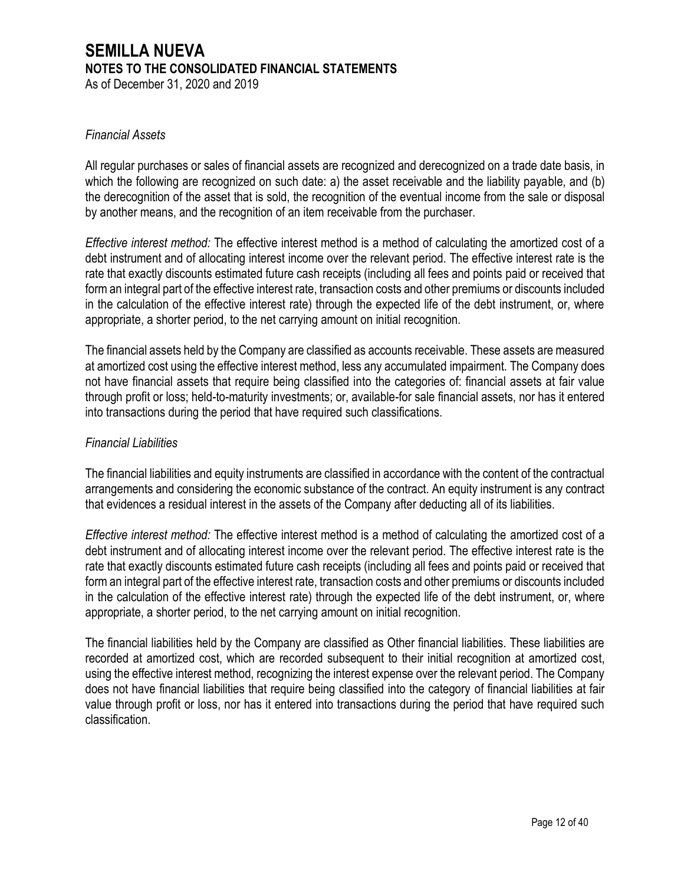*Financial Assets*

All regular purchases or sales of financial assets are recognized and derecognized on a trade date basis, in which the following are recognized on such date: a) the asset receivable and the liability payable, and (b) the derecognition of the asset that is sold, the recognition of the eventual income from the sale or disposal by another means, and the recognition of an item receivable from the purchaser.

*Effective interest method:* The effective interest method is a method of calculating the amortized cost of a debt instrument and of allocating interest income over the relevant period. The effective interest rate is the rate that exactly discounts estimated future cash receipts (including all fees and points paid or received that form an integral part of the effective interest rate, transaction costs and other premiums or discounts included in the calculation of the effective interest rate) through the expected life of the debt instrument, or, where appropriate, a shorter period, to the net carrying amount on initial recognition.

The financial assets held by the Company are classified as accounts receivable. These assets are measured at amortized cost using the effective interest method, less any accumulated impairment. The Company does not have financial assets that require being classified into the categories of: financial assets at fair value through profit or loss; held-to-maturity investments; or, available-for sale financial assets, nor has it entered into transactions during the period that have required such classifications.

*Financial Liabilities*

The financial liabilities and equity instruments are classified in accordance with the content of the contractual arrangements and considering the economic substance of the contract. An equity instrument is any contract that evidences a residual interest in the assets of the Company after deducting all of its liabilities.

*Effective interest method:* The effective interest method is a method of calculating the amortized cost of a debt instrument and of allocating interest income over the relevant period. The effective interest rate is the rate that exactly discounts estimated future cash receipts (including all fees and points paid or received that form an integral part of the effective interest rate, transaction costs and other premiums or discounts included in the calculation of the effective interest rate) through the expected life of the debt instrument, or, where appropriate, a shorter period, to the net carrying amount on initial recognition.

The financial liabilities held by the Company are classified as Other financial liabilities. These liabilities are recorded at amortized cost, which are recorded subsequent to their initial recognition at amortized cost, using the effective interest method, recognizing the interest expense over the relevant period. The Company does not have financial liabilities that require being classified into the category of financial liabilities at fair value through profit or loss, nor has it entered into transactions during the period that have required such classification.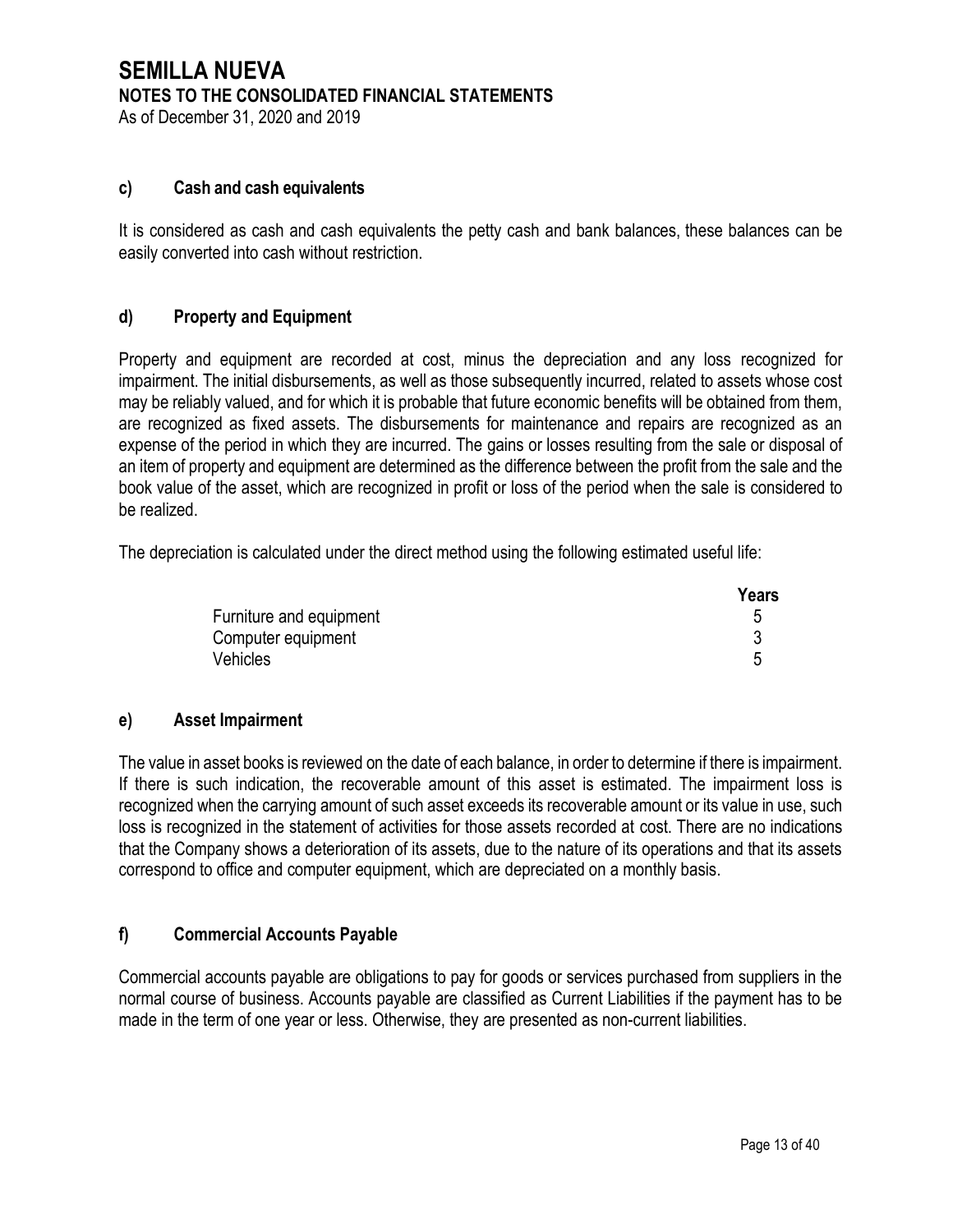# SEMILLA NUEVA
## NOTES TO THE CONSOLIDATED FINANCIAL STATEMENTS
As of December 31, 2020 and 2019

### c) Cash and cash equivalents

It is considered as cash and cash equivalents the petty cash and bank balances, these balances can be easily converted into cash without restriction.

### d) Property and Equipment

Property and equipment are recorded at cost, minus the depreciation and any loss recognized for impairment. The initial disbursements, as well as those subsequently incurred, related to assets whose cost may be reliably valued, and for which it is probable that future economic benefits will be obtained from them, are recognized as fixed assets. The disbursements for maintenance and repairs are recognized as an expense of the period in which they are incurred. The gains or losses resulting from the sale or disposal of an item of property and equipment are determined as the difference between the profit from the sale and the book value of the asset, which are recognized in profit or loss of the period when the sale is considered to be realized.

The depreciation is calculated under the direct method using the following estimated useful life:

| | Years |
|---|---|
| Furniture and equipment | 5 |
| Computer equipment | 3 |
| Vehicles | 5 |

### e) Asset Impairment

The value in asset books is reviewed on the date of each balance, in order to determine if there is impairment. If there is such indication, the recoverable amount of this asset is estimated. The impairment loss is recognized when the carrying amount of such asset exceeds its recoverable amount or its value in use, such loss is recognized in the statement of activities for those assets recorded at cost. There are no indications that the Company shows a deterioration of its assets, due to the nature of its operations and that its assets correspond to office and computer equipment, which are depreciated on a monthly basis.

### f) Commercial Accounts Payable

Commercial accounts payable are obligations to pay for goods or services purchased from suppliers in the normal course of business. Accounts payable are classified as Current Liabilities if the payment has to be made in the term of one year or less. Otherwise, they are presented as non-current liabilities.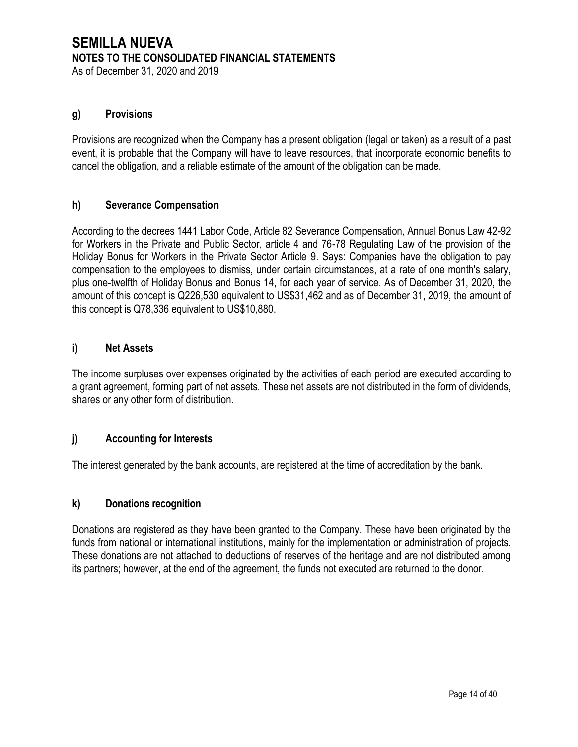# SEMILLA NUEVA

**NOTES TO THE CONSOLIDATED FINANCIAL STATEMENTS**

As of December 31, 2020 and 2019

### g) Provisions

Provisions are recognized when the Company has a present obligation (legal or taken) as a result of a past event, it is probable that the Company will have to leave resources, that incorporate economic benefits to cancel the obligation, and a reliable estimate of the amount of the obligation can be made.

### h) Severance Compensation

According to the decrees 1441 Labor Code, Article 82 Severance Compensation, Annual Bonus Law 42-92 for Workers in the Private and Public Sector, article 4 and 76-78 Regulating Law of the provision of the Holiday Bonus for Workers in the Private Sector Article 9. Says: Companies have the obligation to pay compensation to the employees to dismiss, under certain circumstances, at a rate of one month's salary, plus one-twelfth of Holiday Bonus and Bonus 14, for each year of service. As of December 31, 2020, the amount of this concept is Q226,530 equivalent to US$31,462 and as of December 31, 2019, the amount of this concept is Q78,336 equivalent to US$10,880.

### i) Net Assets

The income surpluses over expenses originated by the activities of each period are executed according to a grant agreement, forming part of net assets. These net assets are not distributed in the form of dividends, shares or any other form of distribution.

### j) Accounting for Interests

The interest generated by the bank accounts, are registered at the time of accreditation by the bank.

### k) Donations recognition

Donations are registered as they have been granted to the Company. These have been originated by the funds from national or international institutions, mainly for the implementation or administration of projects. These donations are not attached to deductions of reserves of the heritage and are not distributed among its partners; however, at the end of the agreement, the funds not executed are returned to the donor.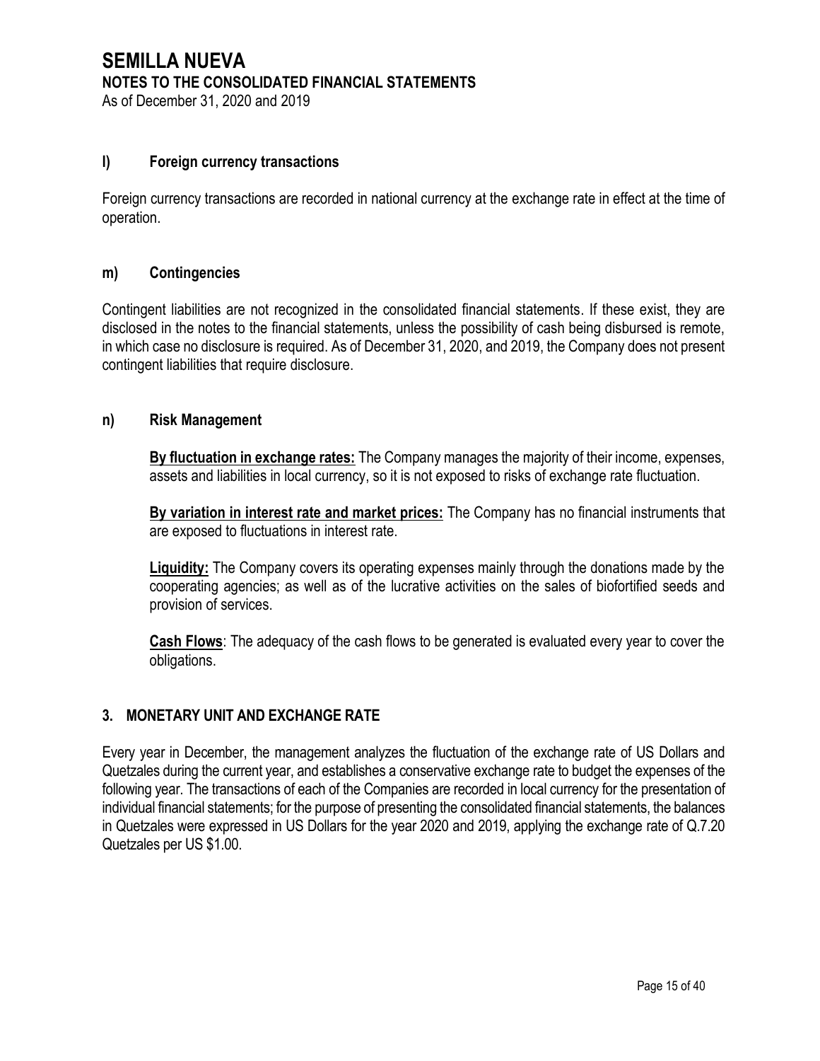### l) Foreign currency transactions

Foreign currency transactions are recorded in national currency at the exchange rate in effect at the time of operation.

### m) Contingencies

Contingent liabilities are not recognized in the consolidated financial statements. If these exist, they are disclosed in the notes to the financial statements, unless the possibility of cash being disbursed is remote, in which case no disclosure is required. As of December 31, 2020, and 2019, the Company does not present contingent liabilities that require disclosure.

### n) Risk Management

**By fluctuation in exchange rates:** The Company manages the majority of their income, expenses, assets and liabilities in local currency, so it is not exposed to risks of exchange rate fluctuation.

**By variation in interest rate and market prices:** The Company has no financial instruments that are exposed to fluctuations in interest rate.

**Liquidity:** The Company covers its operating expenses mainly through the donations made by the cooperating agencies; as well as of the lucrative activities on the sales of biofortified seeds and provision of services.

**Cash Flows**: The adequacy of the cash flows to be generated is evaluated every year to cover the obligations.

## 3. MONETARY UNIT AND EXCHANGE RATE

Every year in December, the management analyzes the fluctuation of the exchange rate of US Dollars and Quetzales during the current year, and establishes a conservative exchange rate to budget the expenses of the following year. The transactions of each of the Companies are recorded in local currency for the presentation of individual financial statements; for the purpose of presenting the consolidated financial statements, the balances in Quetzales were expressed in US Dollars for the year 2020 and 2019, applying the exchange rate of Q.7.20 Quetzales per US $1.00.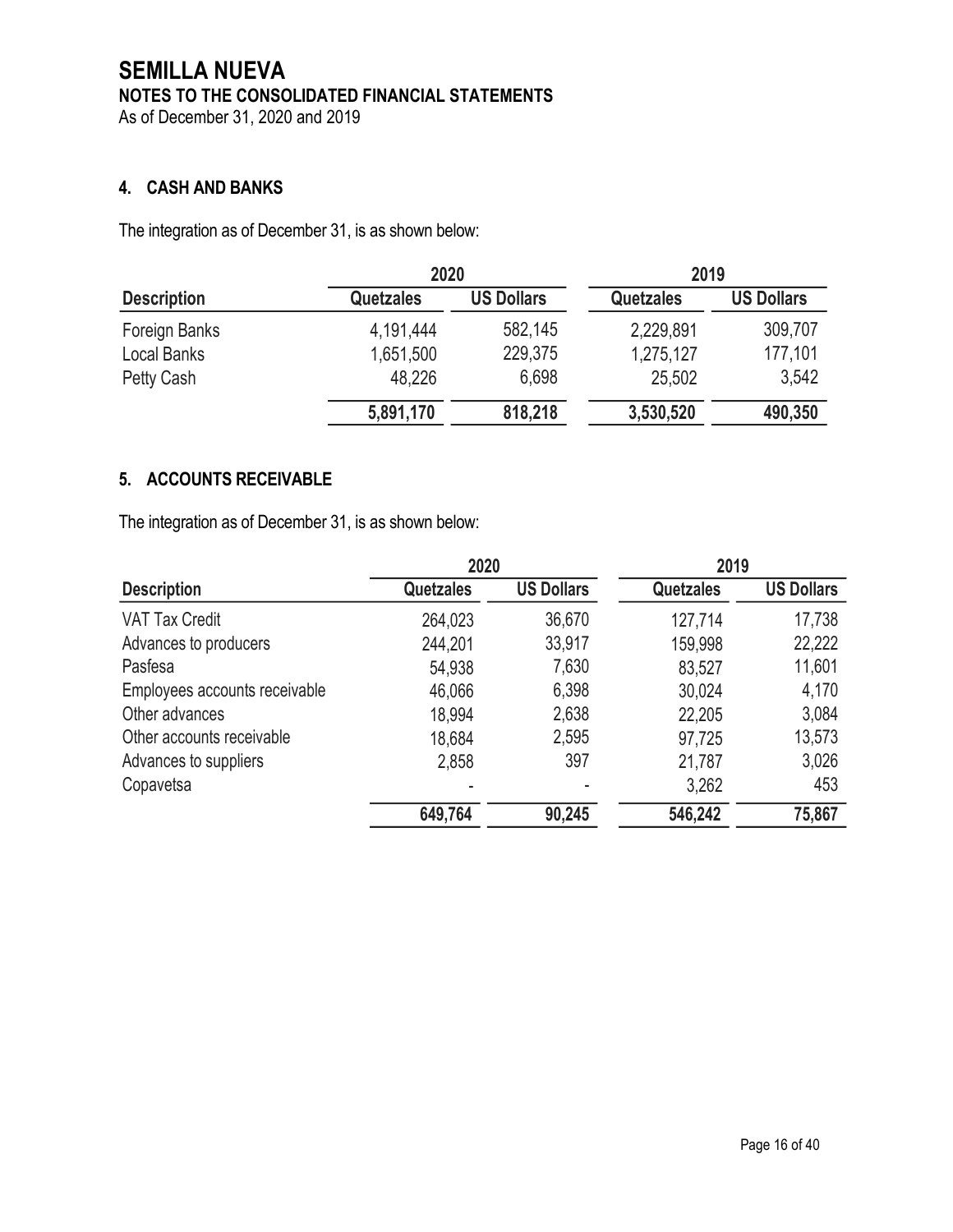# SEMILLA NUEVA

**NOTES TO THE CONSOLIDATED FINANCIAL STATEMENTS**

As of December 31, 2020 and 2019

## 4. CASH AND BANKS

The integration as of December 31, is as shown below:

| | 2020 | | 2019 | |
|---|---|---|---|---|
| **Description** | **Quetzales** | **US Dollars** | **Quetzales** | **US Dollars** |
| Foreign Banks | 4,191,444 | 582,145 | 2,229,891 | 309,707 |
| Local Banks | 1,651,500 | 229,375 | 1,275,127 | 177,101 |
| Petty Cash | 48,226 | 6,698 | 25,502 | 3,542 |
| | **5,891,170** | **818,218** | **3,530,520** | **490,350** |

## 5. ACCOUNTS RECEIVABLE

The integration as of December 31, is as shown below:

| | 2020 | | 2019 | |
|---|---|---|---|---|
| **Description** | **Quetzales** | **US Dollars** | **Quetzales** | **US Dollars** |
| VAT Tax Credit | 264,023 | 36,670 | 127,714 | 17,738 |
| Advances to producers | 244,201 | 33,917 | 159,998 | 22,222 |
| Pasfesa | 54,938 | 7,630 | 83,527 | 11,601 |
| Employees accounts receivable | 46,066 | 6,398 | 30,024 | 4,170 |
| Other advances | 18,994 | 2,638 | 22,205 | 3,084 |
| Other accounts receivable | 18,684 | 2,595 | 97,725 | 13,573 |
| Advances to suppliers | 2,858 | 397 | 21,787 | 3,026 |
| Copavetsa | - | - | 3,262 | 453 |
| | **649,764** | **90,245** | **546,242** | **75,867** |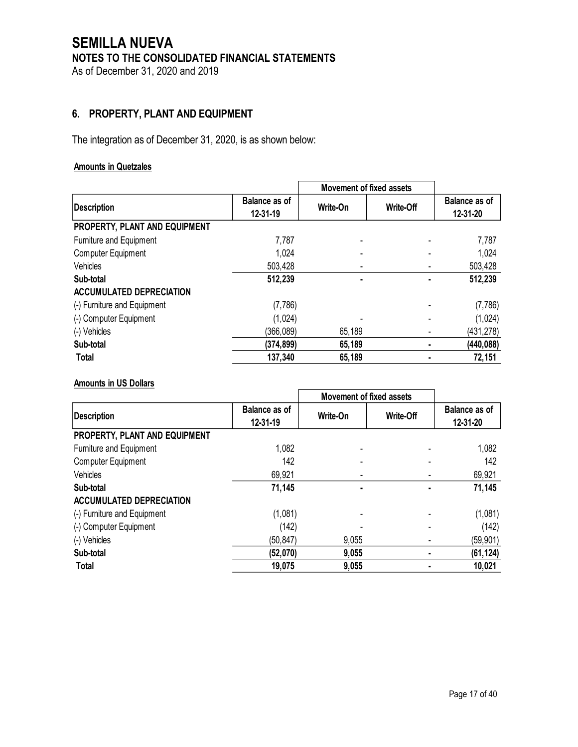# SEMILLA NUEVA

## NOTES TO THE CONSOLIDATED FINANCIAL STATEMENTS

As of December 31, 2020 and 2019

### 6. PROPERTY, PLANT AND EQUIPMENT

The integration as of December 31, 2020, is as shown below:

**Amounts in Quetzales**

| Description | Balance as of 12-31-19 | Movement of fixed assets | | Balance as of 12-31-20 |
|---|---|---|---|---|
| | | Write-On | Write-Off | |
| **PROPERTY, PLANT AND EQUIPMENT** | | | | |
| Furniture and Equipment | 7,787 | - | - | 7,787 |
| Computer Equipment | 1,024 | - | - | 1,024 |
| Vehicles | 503,428 | - | - | 503,428 |
| **Sub-total** | **512,239** | **-** | **-** | **512,239** |
| **ACCUMULATED DEPRECIATION** | | | | |
| (-) Furniture and Equipment | (7,786) | | - | (7,786) |
| (-) Computer Equipment | (1,024) | - | - | (1,024) |
| (-) Vehicles | (366,089) | 65,189 | - | (431,278) |
| **Sub-total** | **(374,899)** | **65,189** | **-** | **(440,088)** |
| **Total** | **137,340** | **65,189** | **-** | **72,151** |

**Amounts in US Dollars**

| Description | Balance as of 12-31-19 | Movement of fixed assets | | Balance as of 12-31-20 |
|---|---|---|---|---|
| | | Write-On | Write-Off | |
| **PROPERTY, PLANT AND EQUIPMENT** | | | | |
| Furniture and Equipment | 1,082 | - | - | 1,082 |
| Computer Equipment | 142 | - | - | 142 |
| Vehicles | 69,921 | - | - | 69,921 |
| **Sub-total** | **71,145** | **-** | **-** | **71,145** |
| **ACCUMULATED DEPRECIATION** | | | | |
| (-) Furniture and Equipment | (1,081) | - | - | (1,081) |
| (-) Computer Equipment | (142) | - | - | (142) |
| (-) Vehicles | (50,847) | 9,055 | - | (59,901) |
| **Sub-total** | **(52,070)** | **9,055** | **-** | **(61,124)** |
| **Total** | **19,075** | **9,055** | **-** | **10,021** |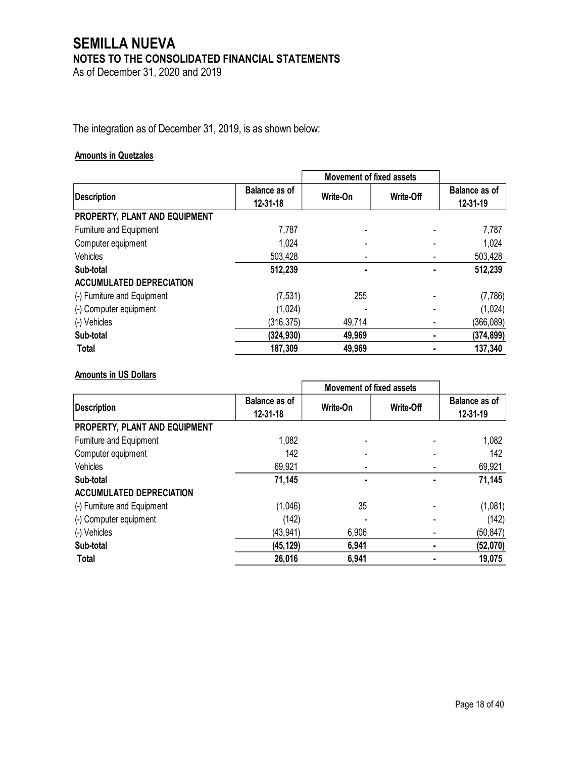# SEMILLA NUEVA

## NOTES TO THE CONSOLIDATED FINANCIAL STATEMENTS

As of December 31, 2020 and 2019

The integration as of December 31, 2019, is as shown below:

**Amounts in Quetzales**

| | | Movement of fixed assets | | |
|---|---|---|---|---|
| **Description** | **Balance as of 12-31-18** | **Write-On** | **Write-Off** | **Balance as of 12-31-19** |
| **PROPERTY, PLANT AND EQUIPMENT** | | | | |
| Furniture and Equipment | 7,787 | - | - | 7,787 |
| Computer equipment | 1,024 | - | - | 1,024 |
| Vehicles | 503,428 | - | - | 503,428 |
| **Sub-total** | **512,239** | **-** | **-** | **512,239** |
| **ACCUMULATED DEPRECIATION** | | | | |
| (-) Furniture and Equipment | (7,531) | 255 | - | (7,786) |
| (-) Computer equipment | (1,024) | - | - | (1,024) |
| (-) Vehicles | (316,375) | 49,714 | - | (366,089) |
| **Sub-total** | **(324,930)** | **49,969** | **-** | **(374,899)** |
| **Total** | **187,309** | **49,969** | **-** | **137,340** |

**Amounts in US Dollars**

| | | Movement of fixed assets | | |
|---|---|---|---|---|
| **Description** | **Balance as of 12-31-18** | **Write-On** | **Write-Off** | **Balance as of 12-31-19** |
| **PROPERTY, PLANT AND EQUIPMENT** | | | | |
| Furniture and Equipment | 1,082 | - | - | 1,082 |
| Computer equipment | 142 | - | - | 142 |
| Vehicles | 69,921 | - | - | 69,921 |
| **Sub-total** | **71,145** | **-** | **-** | **71,145** |
| **ACCUMULATED DEPRECIATION** | | | | |
| (-) Furniture and Equipment | (1,046) | 35 | - | (1,081) |
| (-) Computer equipment | (142) | - | - | (142) |
| (-) Vehicles | (43,941) | 6,906 | - | (50,847) |
| **Sub-total** | **(45,129)** | **6,941** | **-** | **(52,070)** |
| **Total** | **26,016** | **6,941** | **-** | **19,075** |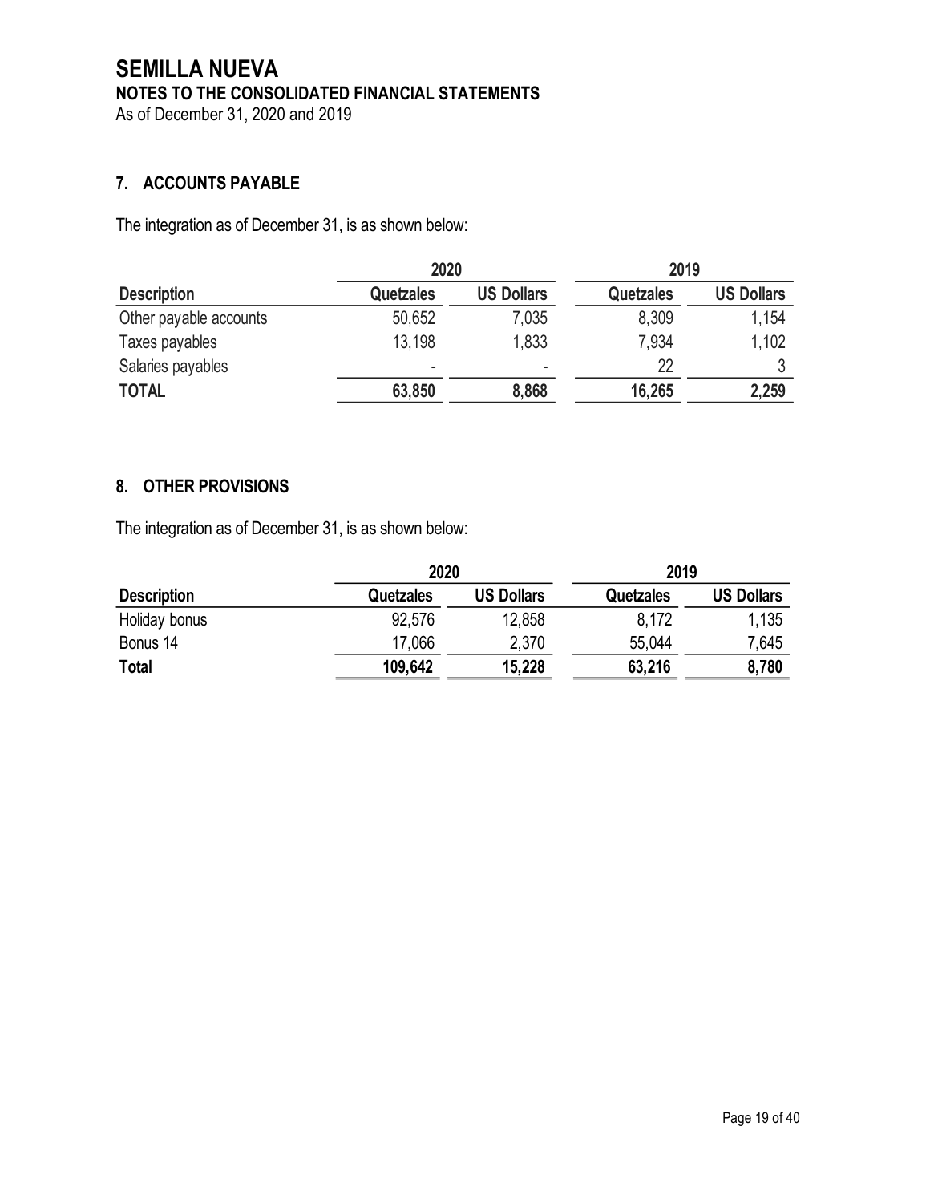# SEMILLA NUEVA

## NOTES TO THE CONSOLIDATED FINANCIAL STATEMENTS

As of December 31, 2020 and 2019

### 7. ACCOUNTS PAYABLE

The integration as of December 31, is as shown below:

| | 2020 | | 2019 | |
|---|---|---|---|---|
| **Description** | **Quetzales** | **US Dollars** | **Quetzales** | **US Dollars** |
| Other payable accounts | 50,652 | 7,035 | 8,309 | 1,154 |
| Taxes payables | 13,198 | 1,833 | 7,934 | 1,102 |
| Salaries payables | - | - | 22 | 3 |
| **TOTAL** | **63,850** | **8,868** | **16,265** | **2,259** |

### 8. OTHER PROVISIONS

The integration as of December 31, is as shown below:

| | 2020 | | 2019 | |
|---|---|---|---|---|
| **Description** | **Quetzales** | **US Dollars** | **Quetzales** | **US Dollars** |
| Holiday bonus | 92,576 | 12,858 | 8,172 | 1,135 |
| Bonus 14 | 17,066 | 2,370 | 55,044 | 7,645 |
| **Total** | **109,642** | **15,228** | **63,216** | **8,780** |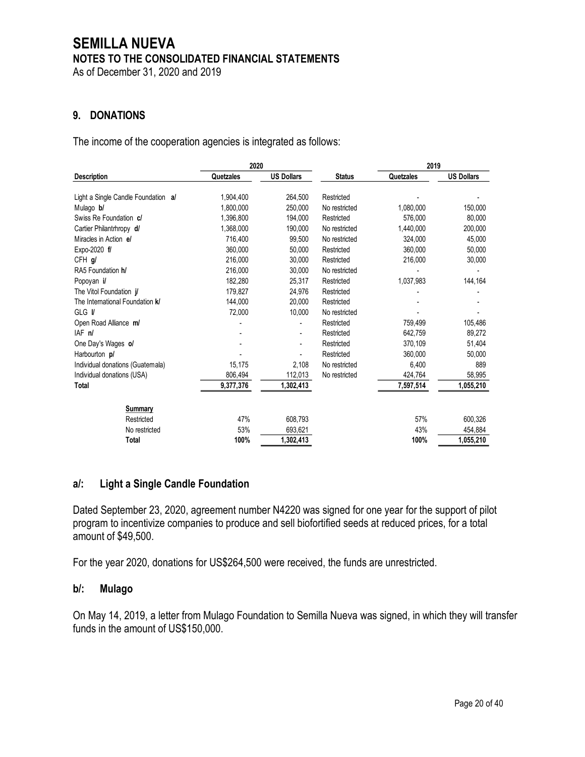# SEMILLA NUEVA

## NOTES TO THE CONSOLIDATED FINANCIAL STATEMENTS

As of December 31, 2020 and 2019

### 9. DONATIONS

The income of the cooperation agencies is integrated as follows:

| Description | 2020 | | | 2019 | |
|---|---|---|---|---|---|
| | Quetzales | US Dollars | Status | Quetzales | US Dollars |
| Light a Single Candle Foundation **a/** | 1,904,400 | 264,500 | Restricted | - | - |
| Mulago **b/** | 1,800,000 | 250,000 | No restricted | 1,080,000 | 150,000 |
| Swiss Re Foundation **c/** | 1,396,800 | 194,000 | Restricted | 576,000 | 80,000 |
| Cartier Philantrhropy **d/** | 1,368,000 | 190,000 | No restricted | 1,440,000 | 200,000 |
| Miracles in Action **e/** | 716,400 | 99,500 | No restricted | 324,000 | 45,000 |
| Expo-2020 **f/** | 360,000 | 50,000 | Restricted | 360,000 | 50,000 |
| CFH **g/** | 216,000 | 30,000 | Restricted | 216,000 | 30,000 |
| RA5 Foundation **h/** | 216,000 | 30,000 | No restricted | - | - |
| Popoyan **i/** | 182,280 | 25,317 | Restricted | 1,037,983 | 144,164 |
| The Vitol Foundation **j/** | 179,827 | 24,976 | Restricted | - | - |
| The International Foundation **k/** | 144,000 | 20,000 | Restricted | - | - |
| GLG **l/** | 72,000 | 10,000 | No restricted | - | - |
| Open Road Alliance **m/** | - | - | Restricted | 759,499 | 105,486 |
| IAF **n/** | - | - | Restricted | 642,759 | 89,272 |
| One Day's Wages **o/** | - | - | Restricted | 370,109 | 51,404 |
| Harbourton **p/** | - | - | Restricted | 360,000 | 50,000 |
| Individual donations (Guatemala) | 15,175 | 2,108 | No restricted | 6,400 | 889 |
| Individual donations (USA) | 806,494 | 112,013 | No restricted | 424,764 | 58,995 |
| **Total** | **9,377,376** | **1,302,413** | | **7,597,514** | **1,055,210** |

| Summary | 2020 | | 2019 | |
|---|---|---|---|---|
| Restricted | 47% | 608,793 | 57% | 600,326 |
| No restricted | 53% | 693,621 | 43% | 454,884 |
| **Total** | **100%** | **1,302,413** | **100%** | **1,055,210** |

### a/: Light a Single Candle Foundation

Dated September 23, 2020, agreement number N4220 was signed for one year for the support of pilot program to incentivize companies to produce and sell biofortified seeds at reduced prices, for a total amount of $49,500.

For the year 2020, donations for US$264,500 were received, the funds are unrestricted.

### b/: Mulago

On May 14, 2019, a letter from Mulago Foundation to Semilla Nueva was signed, in which they will transfer funds in the amount of US$150,000.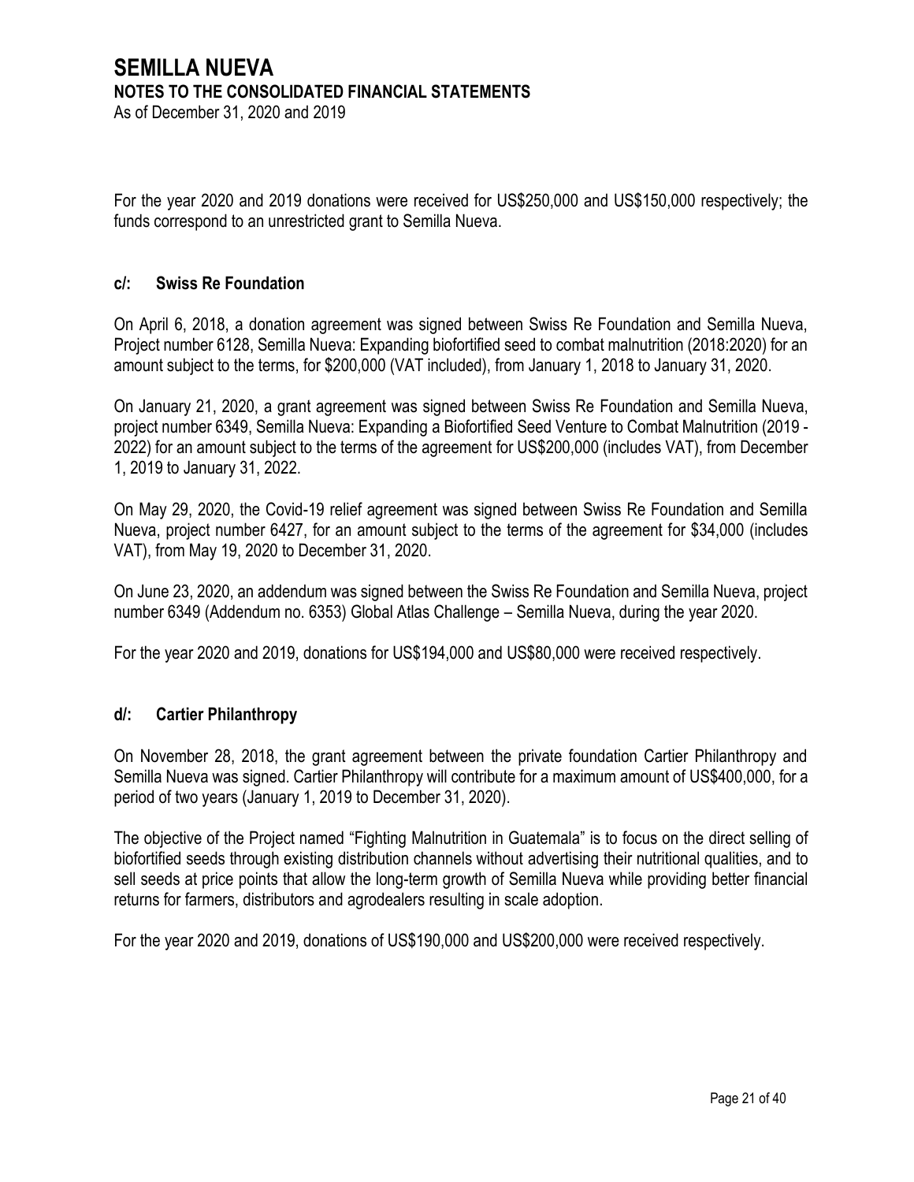For the year 2020 and 2019 donations were received for US$250,000 and US$150,000 respectively; the funds correspond to an unrestricted grant to Semilla Nueva.

### c/: Swiss Re Foundation

On April 6, 2018, a donation agreement was signed between Swiss Re Foundation and Semilla Nueva, Project number 6128, Semilla Nueva: Expanding biofortified seed to combat malnutrition (2018:2020) for an amount subject to the terms, for $200,000 (VAT included), from January 1, 2018 to January 31, 2020.

On January 21, 2020, a grant agreement was signed between Swiss Re Foundation and Semilla Nueva, project number 6349, Semilla Nueva: Expanding a Biofortified Seed Venture to Combat Malnutrition (2019 - 2022) for an amount subject to the terms of the agreement for US$200,000 (includes VAT), from December 1, 2019 to January 31, 2022.

On May 29, 2020, the Covid-19 relief agreement was signed between Swiss Re Foundation and Semilla Nueva, project number 6427, for an amount subject to the terms of the agreement for $34,000 (includes VAT), from May 19, 2020 to December 31, 2020.

On June 23, 2020, an addendum was signed between the Swiss Re Foundation and Semilla Nueva, project number 6349 (Addendum no. 6353) Global Atlas Challenge – Semilla Nueva, during the year 2020.

For the year 2020 and 2019, donations for US$194,000 and US$80,000 were received respectively.

### d/: Cartier Philanthropy

On November 28, 2018, the grant agreement between the private foundation Cartier Philanthropy and Semilla Nueva was signed. Cartier Philanthropy will contribute for a maximum amount of US$400,000, for a period of two years (January 1, 2019 to December 31, 2020).

The objective of the Project named "Fighting Malnutrition in Guatemala" is to focus on the direct selling of biofortified seeds through existing distribution channels without advertising their nutritional qualities, and to sell seeds at price points that allow the long-term growth of Semilla Nueva while providing better financial returns for farmers, distributors and agrodealers resulting in scale adoption.

For the year 2020 and 2019, donations of US$190,000 and US$200,000 were received respectively.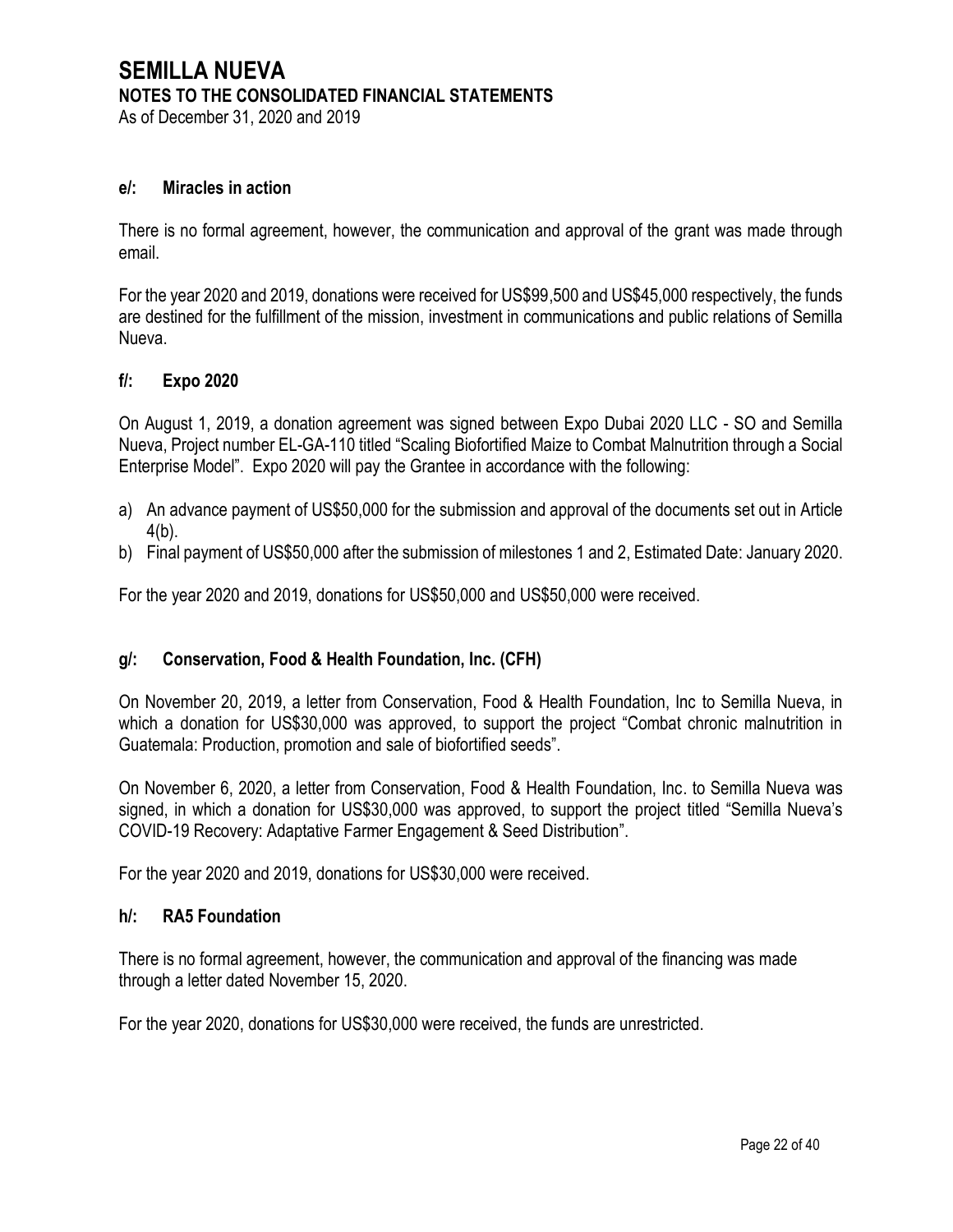## e/: Miracles in action

There is no formal agreement, however, the communication and approval of the grant was made through email.

For the year 2020 and 2019, donations were received for US$99,500 and US$45,000 respectively, the funds are destined for the fulfillment of the mission, investment in communications and public relations of Semilla Nueva.

## f/: Expo 2020

On August 1, 2019, a donation agreement was signed between Expo Dubai 2020 LLC - SO and Semilla Nueva, Project number EL-GA-110 titled "Scaling Biofortified Maize to Combat Malnutrition through a Social Enterprise Model". Expo 2020 will pay the Grantee in accordance with the following:

a) An advance payment of US$50,000 for the submission and approval of the documents set out in Article 4(b).
b) Final payment of US$50,000 after the submission of milestones 1 and 2, Estimated Date: January 2020.

For the year 2020 and 2019, donations for US$50,000 and US$50,000 were received.

## g/: Conservation, Food & Health Foundation, Inc. (CFH)

On November 20, 2019, a letter from Conservation, Food & Health Foundation, Inc to Semilla Nueva, in which a donation for US$30,000 was approved, to support the project "Combat chronic malnutrition in Guatemala: Production, promotion and sale of biofortified seeds".

On November 6, 2020, a letter from Conservation, Food & Health Foundation, Inc. to Semilla Nueva was signed, in which a donation for US$30,000 was approved, to support the project titled "Semilla Nueva's COVID-19 Recovery: Adaptative Farmer Engagement & Seed Distribution".

For the year 2020 and 2019, donations for US$30,000 were received.

## h/: RA5 Foundation

There is no formal agreement, however, the communication and approval of the financing was made through a letter dated November 15, 2020.

For the year 2020, donations for US$30,000 were received, the funds are unrestricted.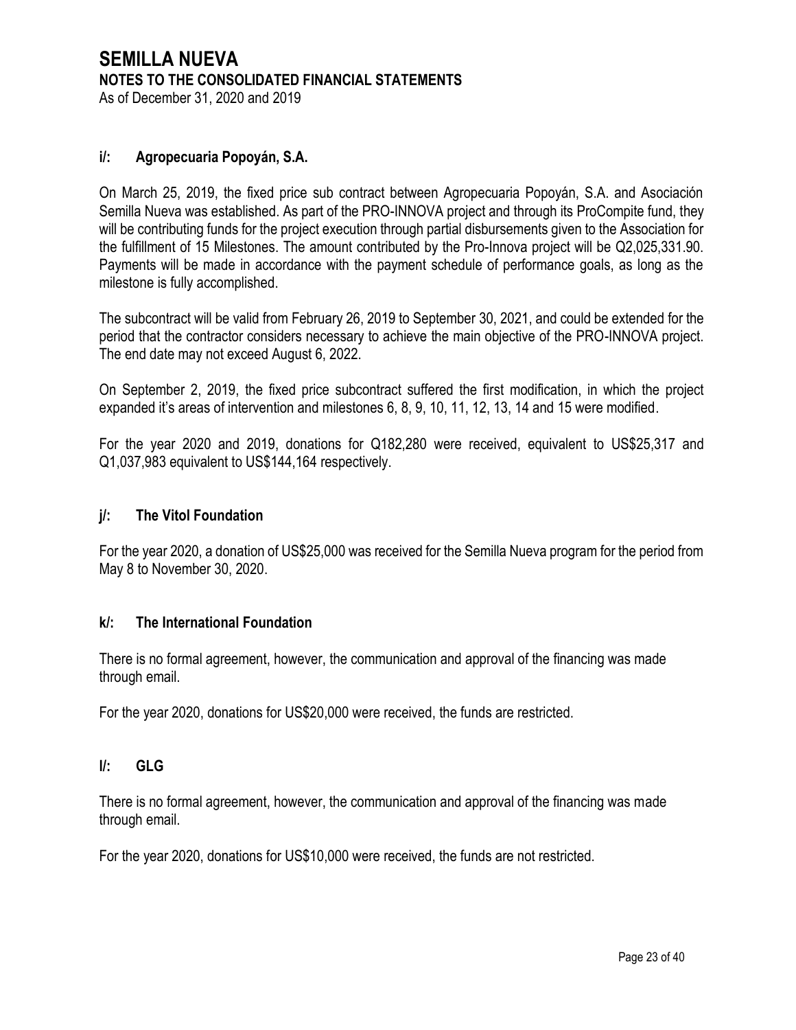### i/: Agropecuaria Popoyán, S.A.

On March 25, 2019, the fixed price sub contract between Agropecuaria Popoyán, S.A. and Asociación Semilla Nueva was established. As part of the PRO-INNOVA project and through its ProCompite fund, they will be contributing funds for the project execution through partial disbursements given to the Association for the fulfillment of 15 Milestones. The amount contributed by the Pro-Innova project will be Q2,025,331.90. Payments will be made in accordance with the payment schedule of performance goals, as long as the milestone is fully accomplished.

The subcontract will be valid from February 26, 2019 to September 30, 2021, and could be extended for the period that the contractor considers necessary to achieve the main objective of the PRO-INNOVA project. The end date may not exceed August 6, 2022.

On September 2, 2019, the fixed price subcontract suffered the first modification, in which the project expanded it's areas of intervention and milestones 6, 8, 9, 10, 11, 12, 13, 14 and 15 were modified.

For the year 2020 and 2019, donations for Q182,280 were received, equivalent to US$25,317 and Q1,037,983 equivalent to US$144,164 respectively.

### j/: The Vitol Foundation

For the year 2020, a donation of US$25,000 was received for the Semilla Nueva program for the period from May 8 to November 30, 2020.

### k/: The International Foundation

There is no formal agreement, however, the communication and approval of the financing was made through email.

For the year 2020, donations for US$20,000 were received, the funds are restricted.

### l/: GLG

There is no formal agreement, however, the communication and approval of the financing was made through email.

For the year 2020, donations for US$10,000 were received, the funds are not restricted.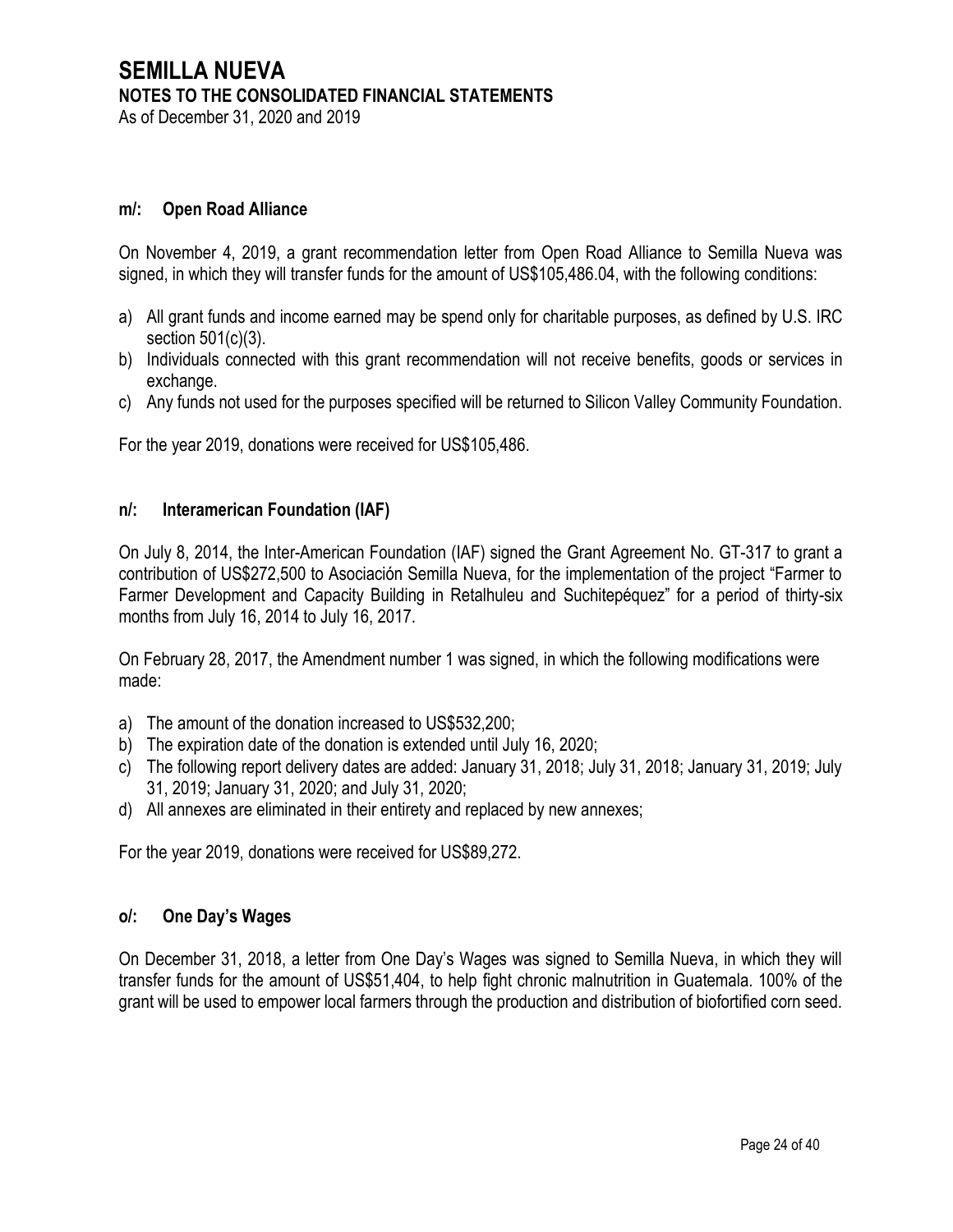### m/: Open Road Alliance

On November 4, 2019, a grant recommendation letter from Open Road Alliance to Semilla Nueva was signed, in which they will transfer funds for the amount of US$105,486.04, with the following conditions:

a) All grant funds and income earned may be spend only for charitable purposes, as defined by U.S. IRC section 501(c)(3).
b) Individuals connected with this grant recommendation will not receive benefits, goods or services in exchange.
c) Any funds not used for the purposes specified will be returned to Silicon Valley Community Foundation.

For the year 2019, donations were received for US$105,486.

### n/: Interamerican Foundation (IAF)

On July 8, 2014, the Inter-American Foundation (IAF) signed the Grant Agreement No. GT-317 to grant a contribution of US$272,500 to Asociación Semilla Nueva, for the implementation of the project "Farmer to Farmer Development and Capacity Building in Retalhuleu and Suchitepéquez" for a period of thirty-six months from July 16, 2014 to July 16, 2017.

On February 28, 2017, the Amendment number 1 was signed, in which the following modifications were made:

a) The amount of the donation increased to US$532,200;
b) The expiration date of the donation is extended until July 16, 2020;
c) The following report delivery dates are added: January 31, 2018; July 31, 2018; January 31, 2019; July 31, 2019; January 31, 2020; and July 31, 2020;
d) All annexes are eliminated in their entirety and replaced by new annexes;

For the year 2019, donations were received for US$89,272.

### o/: One Day's Wages

On December 31, 2018, a letter from One Day's Wages was signed to Semilla Nueva, in which they will transfer funds for the amount of US$51,404, to help fight chronic malnutrition in Guatemala. 100% of the grant will be used to empower local farmers through the production and distribution of biofortified corn seed.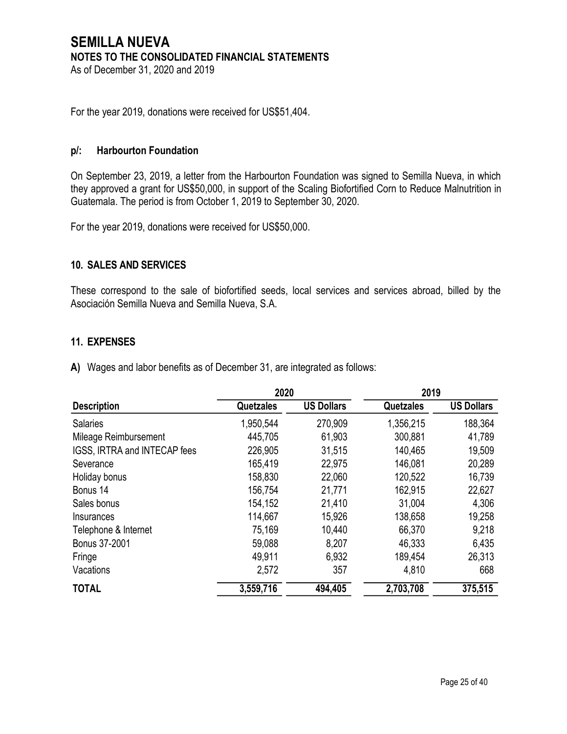For the year 2019, donations were received for US$51,404.

### p/: Harbourton Foundation

On September 23, 2019, a letter from the Harbourton Foundation was signed to Semilla Nueva, in which they approved a grant for US$50,000, in support of the Scaling Biofortified Corn to Reduce Malnutrition in Guatemala. The period is from October 1, 2019 to September 30, 2020.

For the year 2019, donations were received for US$50,000.

## 10. SALES AND SERVICES

These correspond to the sale of biofortified seeds, local services and services abroad, billed by the Asociación Semilla Nueva and Semilla Nueva, S.A.

## 11. EXPENSES

**A)** Wages and labor benefits as of December 31, are integrated as follows:

| | 2020 | | 2019 | |
|---|---|---|---|---|
| **Description** | **Quetzales** | **US Dollars** | **Quetzales** | **US Dollars** |
| Salaries | 1,950,544 | 270,909 | 1,356,215 | 188,364 |
| Mileage Reimbursement | 445,705 | 61,903 | 300,881 | 41,789 |
| IGSS, IRTRA and INTECAP fees | 226,905 | 31,515 | 140,465 | 19,509 |
| Severance | 165,419 | 22,975 | 146,081 | 20,289 |
| Holiday bonus | 158,830 | 22,060 | 120,522 | 16,739 |
| Bonus 14 | 156,754 | 21,771 | 162,915 | 22,627 |
| Sales bonus | 154,152 | 21,410 | 31,004 | 4,306 |
| Insurances | 114,667 | 15,926 | 138,658 | 19,258 |
| Telephone & Internet | 75,169 | 10,440 | 66,370 | 9,218 |
| Bonus 37-2001 | 59,088 | 8,207 | 46,333 | 6,435 |
| Fringe | 49,911 | 6,932 | 189,454 | 26,313 |
| Vacations | 2,572 | 357 | 4,810 | 668 |
| **TOTAL** | **3,559,716** | **494,405** | **2,703,708** | **375,515** |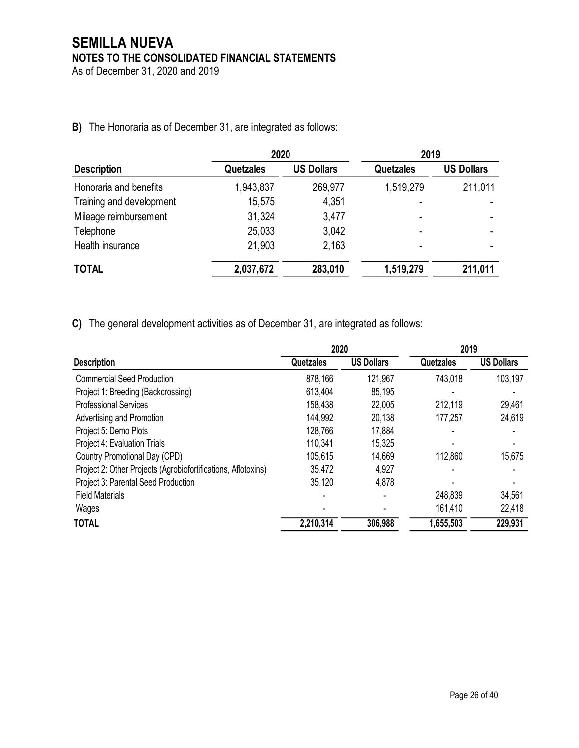# SEMILLA NUEVA

## NOTES TO THE CONSOLIDATED FINANCIAL STATEMENTS

As of December 31, 2020 and 2019

**B)** The Honoraria as of December 31, are integrated as follows:

| | 2020 | | 2019 | |
|---|---|---|---|---|
| **Description** | **Quetzales** | **US Dollars** | **Quetzales** | **US Dollars** |
| Honoraria and benefits | 1,943,837 | 269,977 | 1,519,279 | 211,011 |
| Training and development | 15,575 | 4,351 | - | - |
| Mileage reimbursement | 31,324 | 3,477 | - | - |
| Telephone | 25,033 | 3,042 | - | - |
| Health insurance | 21,903 | 2,163 | - | - |
| **TOTAL** | **2,037,672** | **283,010** | **1,519,279** | **211,011** |

**C)** The general development activities as of December 31, are integrated as follows:

| | 2020 | | 2019 | |
|---|---|---|---|---|
| **Description** | **Quetzales** | **US Dollars** | **Quetzales** | **US Dollars** |
| Commercial Seed Production | 878,166 | 121,967 | 743,018 | 103,197 |
| Project 1: Breeding (Backcrossing) | 613,404 | 85,195 | - | - |
| Professional Services | 158,438 | 22,005 | 212,119 | 29,461 |
| Advertising and Promotion | 144,992 | 20,138 | 177,257 | 24,619 |
| Project 5: Demo Plots | 128,766 | 17,884 | - | - |
| Project 4: Evaluation Trials | 110,341 | 15,325 | - | - |
| Country Promotional Day (CPD) | 105,615 | 14,669 | 112,860 | 15,675 |
| Project 2: Other Projects (Agrobiofortifications, Aflotoxins) | 35,472 | 4,927 | - | - |
| Project 3: Parental Seed Production | 35,120 | 4,878 | - | - |
| Field Materials | - | - | 248,839 | 34,561 |
| Wages | - | - | 161,410 | 22,418 |
| **TOTAL** | **2,210,314** | **306,988** | **1,655,503** | **229,931** |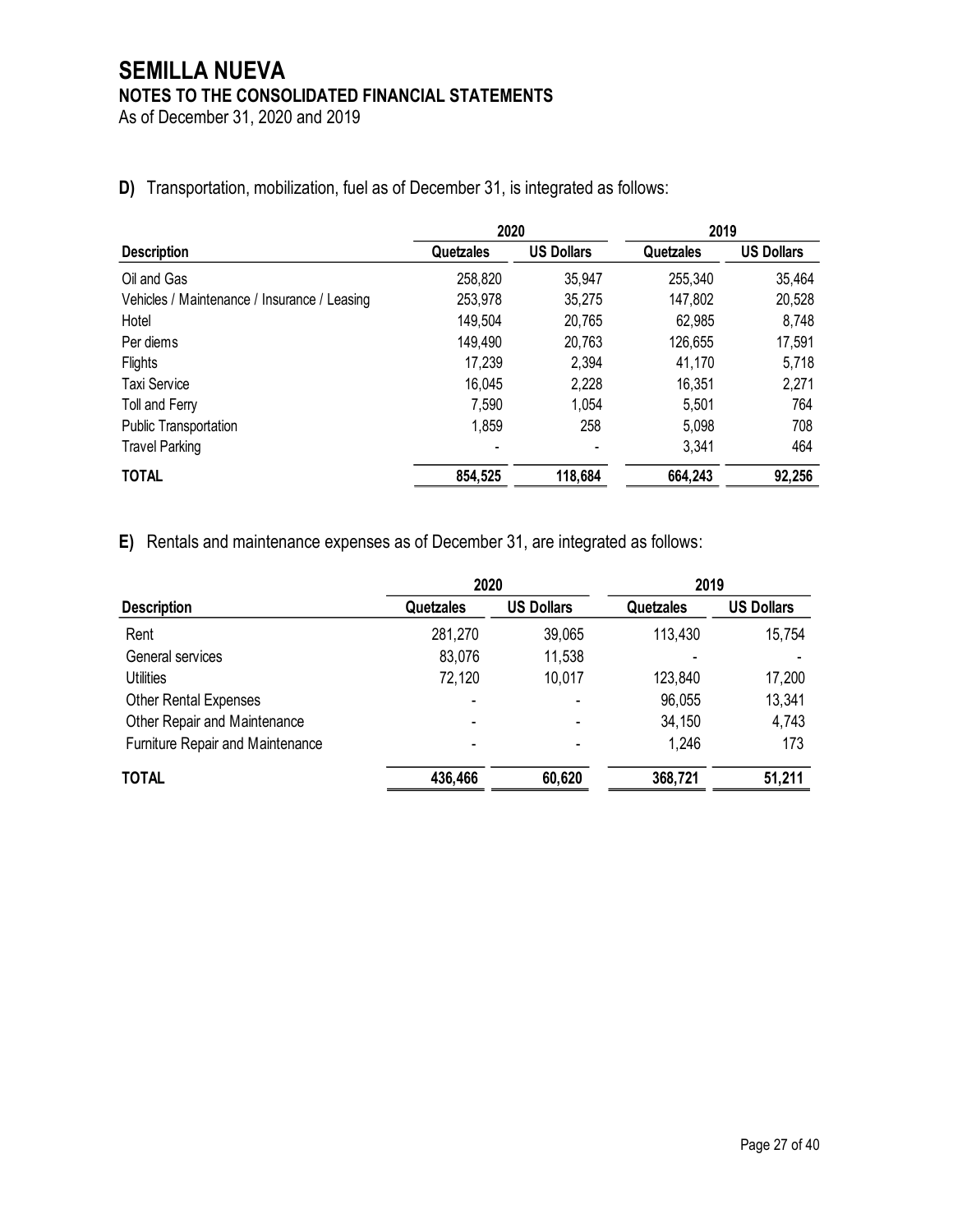# SEMILLA NUEVA

## NOTES TO THE CONSOLIDATED FINANCIAL STATEMENTS

As of December 31, 2020 and 2019

**D)** Transportation, mobilization, fuel as of December 31, is integrated as follows:

| | 2020 | | 2019 | |
|---|---|---|---|---|
| **Description** | **Quetzales** | **US Dollars** | **Quetzales** | **US Dollars** |
| Oil and Gas | 258,820 | 35,947 | 255,340 | 35,464 |
| Vehicles / Maintenance / Insurance / Leasing | 253,978 | 35,275 | 147,802 | 20,528 |
| Hotel | 149,504 | 20,765 | 62,985 | 8,748 |
| Per diems | 149,490 | 20,763 | 126,655 | 17,591 |
| Flights | 17,239 | 2,394 | 41,170 | 5,718 |
| Taxi Service | 16,045 | 2,228 | 16,351 | 2,271 |
| Toll and Ferry | 7,590 | 1,054 | 5,501 | 764 |
| Public Transportation | 1,859 | 258 | 5,098 | 708 |
| Travel Parking | - | - | 3,341 | 464 |
| **TOTAL** | **854,525** | **118,684** | **664,243** | **92,256** |

**E)** Rentals and maintenance expenses as of December 31, are integrated as follows:

| | 2020 | | 2019 | |
|---|---|---|---|---|
| **Description** | **Quetzales** | **US Dollars** | **Quetzales** | **US Dollars** |
| Rent | 281,270 | 39,065 | 113,430 | 15,754 |
| General services | 83,076 | 11,538 | - | - |
| Utilities | 72,120 | 10,017 | 123,840 | 17,200 |
| Other Rental Expenses | - | - | 96,055 | 13,341 |
| Other Repair and Maintenance | - | - | 34,150 | 4,743 |
| Furniture Repair and Maintenance | - | - | 1,246 | 173 |
| **TOTAL** | **436,466** | **60,620** | **368,721** | **51,211** |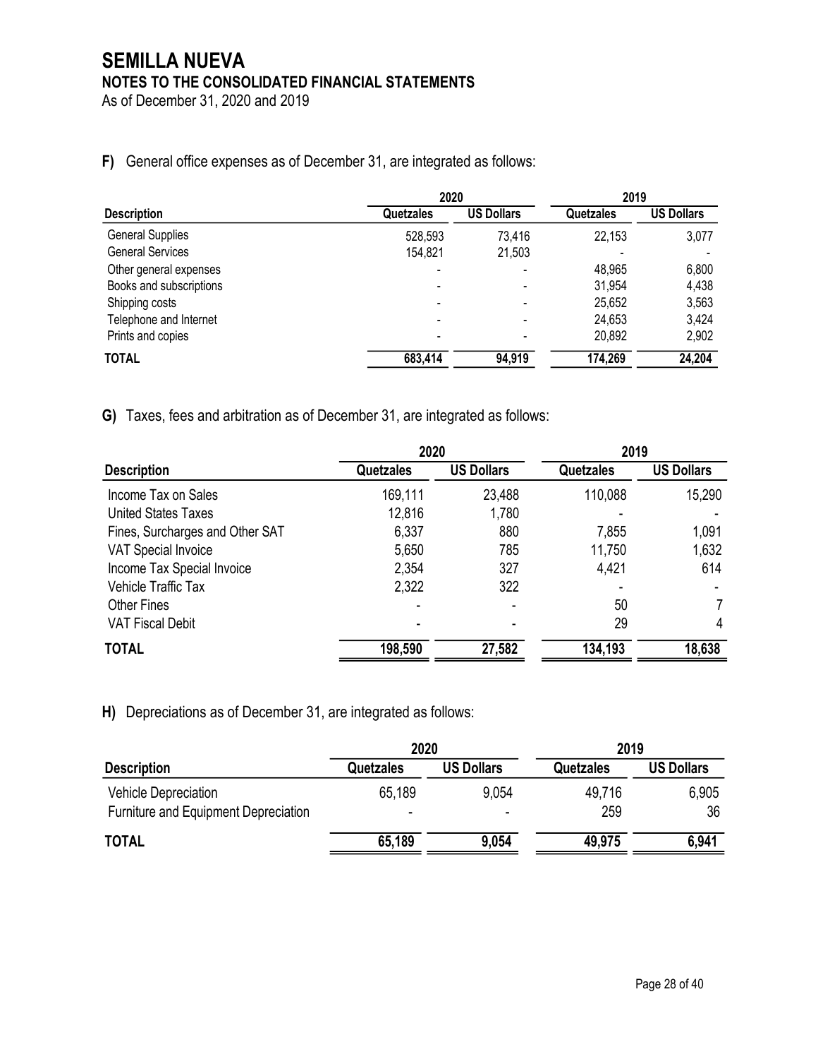# SEMILLA NUEVA

## NOTES TO THE CONSOLIDATED FINANCIAL STATEMENTS

As of December 31, 2020 and 2019

**F)** General office expenses as of December 31, are integrated as follows:

| | 2020 | | 2019 | |
|---|---|---|---|---|
| **Description** | **Quetzales** | **US Dollars** | **Quetzales** | **US Dollars** |
| General Supplies | 528,593 | 73,416 | 22,153 | 3,077 |
| General Services | 154,821 | 21,503 | - | - |
| Other general expenses | - | - | 48,965 | 6,800 |
| Books and subscriptions | - | - | 31,954 | 4,438 |
| Shipping costs | - | - | 25,652 | 3,563 |
| Telephone and Internet | - | - | 24,653 | 3,424 |
| Prints and copies | - | - | 20,892 | 2,902 |
| **TOTAL** | **683,414** | **94,919** | **174,269** | **24,204** |

**G)** Taxes, fees and arbitration as of December 31, are integrated as follows:

| | 2020 | | 2019 | |
|---|---|---|---|---|
| **Description** | **Quetzales** | **US Dollars** | **Quetzales** | **US Dollars** |
| Income Tax on Sales | 169,111 | 23,488 | 110,088 | 15,290 |
| United States Taxes | 12,816 | 1,780 | - | - |
| Fines, Surcharges and Other SAT | 6,337 | 880 | 7,855 | 1,091 |
| VAT Special Invoice | 5,650 | 785 | 11,750 | 1,632 |
| Income Tax Special Invoice | 2,354 | 327 | 4,421 | 614 |
| Vehicle Traffic Tax | 2,322 | 322 | - | - |
| Other Fines | - | - | 50 | 7 |
| VAT Fiscal Debit | - | - | 29 | 4 |
| **TOTAL** | **198,590** | **27,582** | **134,193** | **18,638** |

**H)** Depreciations as of December 31, are integrated as follows:

| | 2020 | | 2019 | |
|---|---|---|---|---|
| **Description** | **Quetzales** | **US Dollars** | **Quetzales** | **US Dollars** |
| Vehicle Depreciation | 65,189 | 9,054 | 49,716 | 6,905 |
| Furniture and Equipment Depreciation | - | - | 259 | 36 |
| **TOTAL** | **65,189** | **9,054** | **49,975** | **6,941** |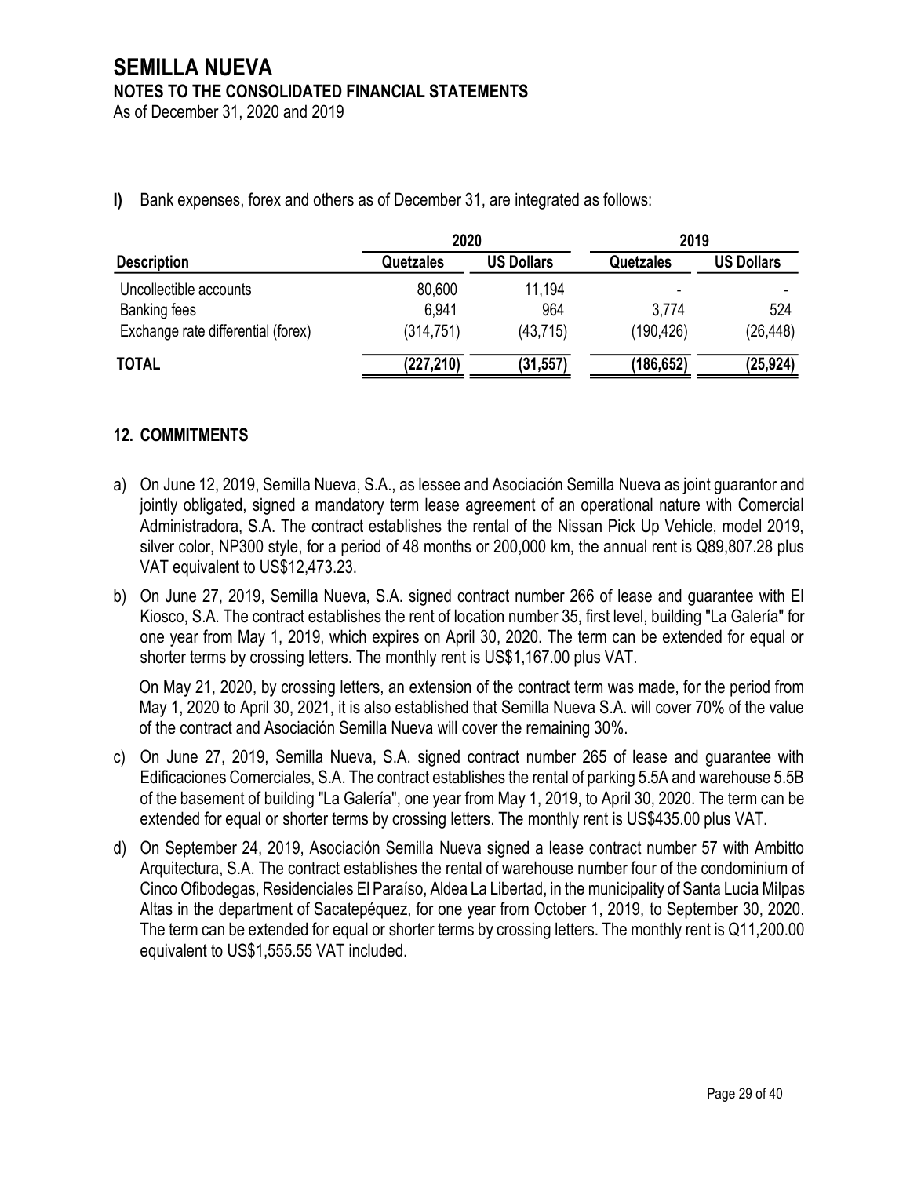**l)** Bank expenses, forex and others as of December 31, are integrated as follows:

| | 2020 | | 2019 | |
|---|---|---|---|---|
| **Description** | **Quetzales** | **US Dollars** | **Quetzales** | **US Dollars** |
| Uncollectible accounts | 80,600 | 11,194 | - | - |
| Banking fees | 6,941 | 964 | 3,774 | 524 |
| Exchange rate differential (forex) | (314,751) | (43,715) | (190,426) | (26,448) |
| **TOTAL** | **(227,210)** | **(31,557)** | **(186,652)** | **(25,924)** |

## 12. COMMITMENTS

a) On June 12, 2019, Semilla Nueva, S.A., as lessee and Asociación Semilla Nueva as joint guarantor and jointly obligated, signed a mandatory term lease agreement of an operational nature with Comercial Administradora, S.A. The contract establishes the rental of the Nissan Pick Up Vehicle, model 2019, silver color, NP300 style, for a period of 48 months or 200,000 km, the annual rent is Q89,807.28 plus VAT equivalent to US$12,473.23.

b) On June 27, 2019, Semilla Nueva, S.A. signed contract number 266 of lease and guarantee with El Kiosco, S.A. The contract establishes the rent of location number 35, first level, building "La Galería" for one year from May 1, 2019, which expires on April 30, 2020. The term can be extended for equal or shorter terms by crossing letters. The monthly rent is US$1,167.00 plus VAT.

   On May 21, 2020, by crossing letters, an extension of the contract term was made, for the period from May 1, 2020 to April 30, 2021, it is also established that Semilla Nueva S.A. will cover 70% of the value of the contract and Asociación Semilla Nueva will cover the remaining 30%.

c) On June 27, 2019, Semilla Nueva, S.A. signed contract number 265 of lease and guarantee with Edificaciones Comerciales, S.A. The contract establishes the rental of parking 5.5A and warehouse 5.5B of the basement of building "La Galería", one year from May 1, 2019, to April 30, 2020. The term can be extended for equal or shorter terms by crossing letters. The monthly rent is US$435.00 plus VAT.

d) On September 24, 2019, Asociación Semilla Nueva signed a lease contract number 57 with Ambitto Arquitectura, S.A. The contract establishes the rental of warehouse number four of the condominium of Cinco Ofibodegas, Residenciales El Paraíso, Aldea La Libertad, in the municipality of Santa Lucia Milpas Altas in the department of Sacatepéquez, for one year from October 1, 2019, to September 30, 2020. The term can be extended for equal or shorter terms by crossing letters. The monthly rent is Q11,200.00 equivalent to US$1,555.55 VAT included.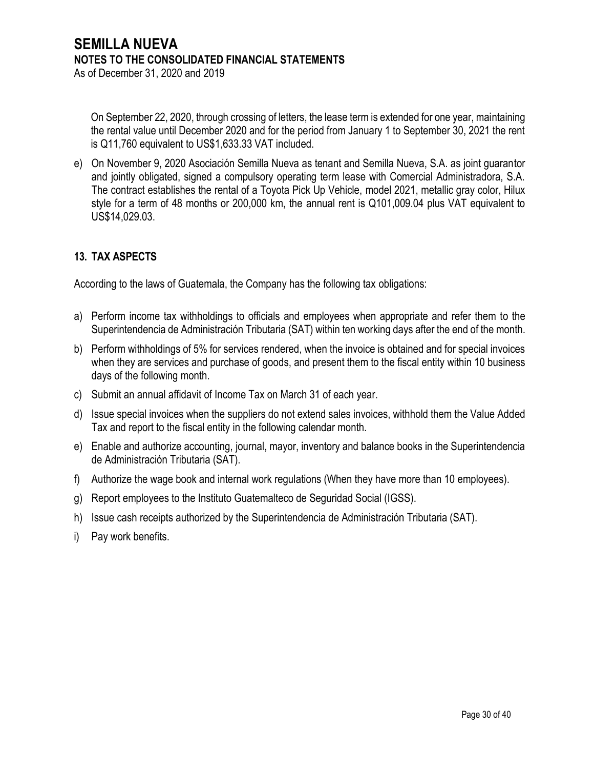On September 22, 2020, through crossing of letters, the lease term is extended for one year, maintaining the rental value until December 2020 and for the period from January 1 to September 30, 2021 the rent is Q11,760 equivalent to US$1,633.33 VAT included.

e) On November 9, 2020 Asociación Semilla Nueva as tenant and Semilla Nueva, S.A. as joint guarantor and jointly obligated, signed a compulsory operating term lease with Comercial Administradora, S.A. The contract establishes the rental of a Toyota Pick Up Vehicle, model 2021, metallic gray color, Hilux style for a term of 48 months or 200,000 km, the annual rent is Q101,009.04 plus VAT equivalent to US$14,029.03.

## 13. TAX ASPECTS

According to the laws of Guatemala, the Company has the following tax obligations:

a) Perform income tax withholdings to officials and employees when appropriate and refer them to the Superintendencia de Administración Tributaria (SAT) within ten working days after the end of the month.

b) Perform withholdings of 5% for services rendered, when the invoice is obtained and for special invoices when they are services and purchase of goods, and present them to the fiscal entity within 10 business days of the following month.

c) Submit an annual affidavit of Income Tax on March 31 of each year.

d) Issue special invoices when the suppliers do not extend sales invoices, withhold them the Value Added Tax and report to the fiscal entity in the following calendar month.

e) Enable and authorize accounting, journal, mayor, inventory and balance books in the Superintendencia de Administración Tributaria (SAT).

f) Authorize the wage book and internal work regulations (When they have more than 10 employees).

g) Report employees to the Instituto Guatemalteco de Seguridad Social (IGSS).

h) Issue cash receipts authorized by the Superintendencia de Administración Tributaria (SAT).

i) Pay work benefits.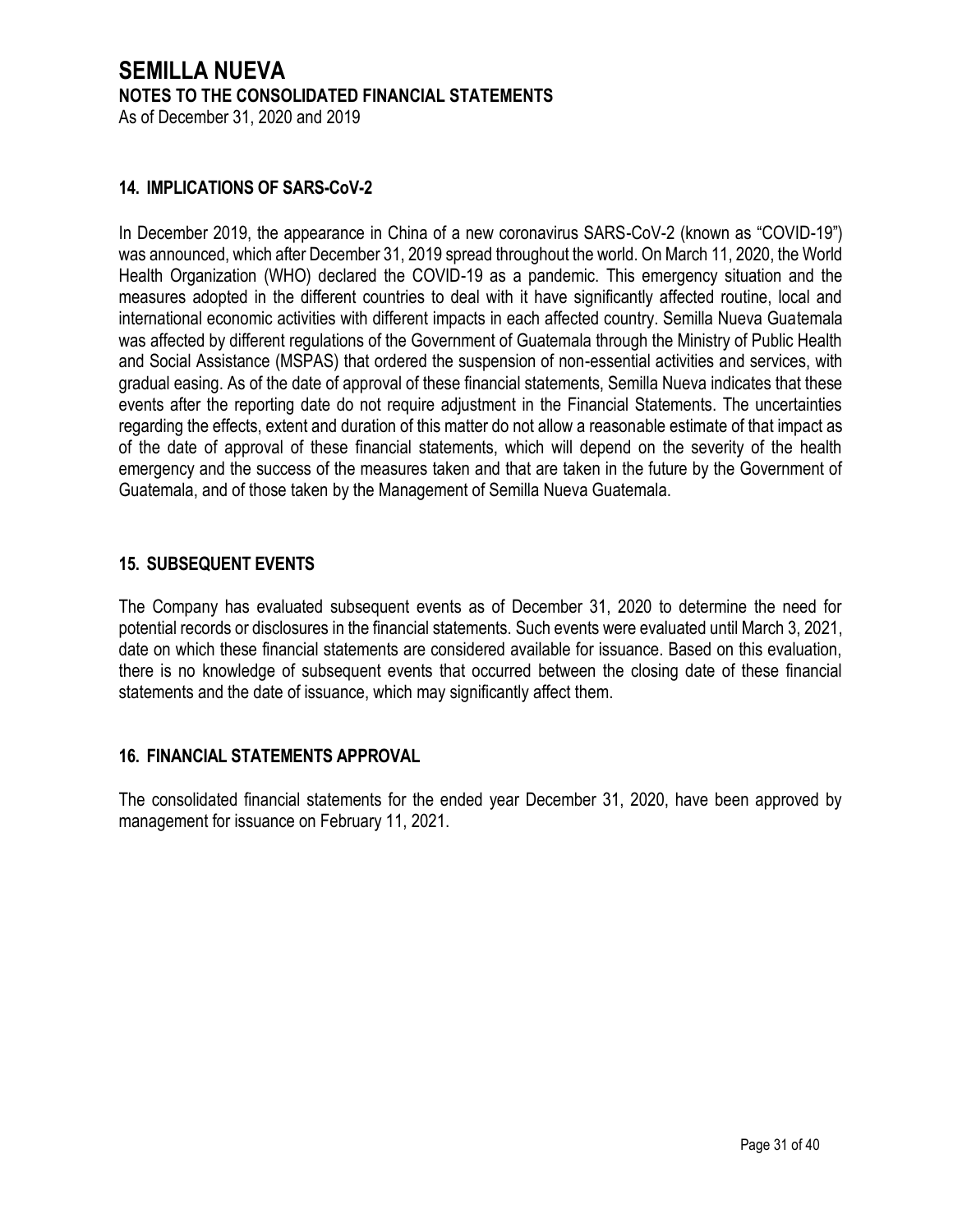## 14. IMPLICATIONS OF SARS-CoV-2

In December 2019, the appearance in China of a new coronavirus SARS-CoV-2 (known as "COVID-19") was announced, which after December 31, 2019 spread throughout the world. On March 11, 2020, the World Health Organization (WHO) declared the COVID-19 as a pandemic. This emergency situation and the measures adopted in the different countries to deal with it have significantly affected routine, local and international economic activities with different impacts in each affected country. Semilla Nueva Guatemala was affected by different regulations of the Government of Guatemala through the Ministry of Public Health and Social Assistance (MSPAS) that ordered the suspension of non-essential activities and services, with gradual easing. As of the date of approval of these financial statements, Semilla Nueva indicates that these events after the reporting date do not require adjustment in the Financial Statements. The uncertainties regarding the effects, extent and duration of this matter do not allow a reasonable estimate of that impact as of the date of approval of these financial statements, which will depend on the severity of the health emergency and the success of the measures taken and that are taken in the future by the Government of Guatemala, and of those taken by the Management of Semilla Nueva Guatemala.

## 15. SUBSEQUENT EVENTS

The Company has evaluated subsequent events as of December 31, 2020 to determine the need for potential records or disclosures in the financial statements. Such events were evaluated until March 3, 2021, date on which these financial statements are considered available for issuance. Based on this evaluation, there is no knowledge of subsequent events that occurred between the closing date of these financial statements and the date of issuance, which may significantly affect them.

## 16. FINANCIAL STATEMENTS APPROVAL

The consolidated financial statements for the ended year December 31, 2020, have been approved by management for issuance on February 11, 2021.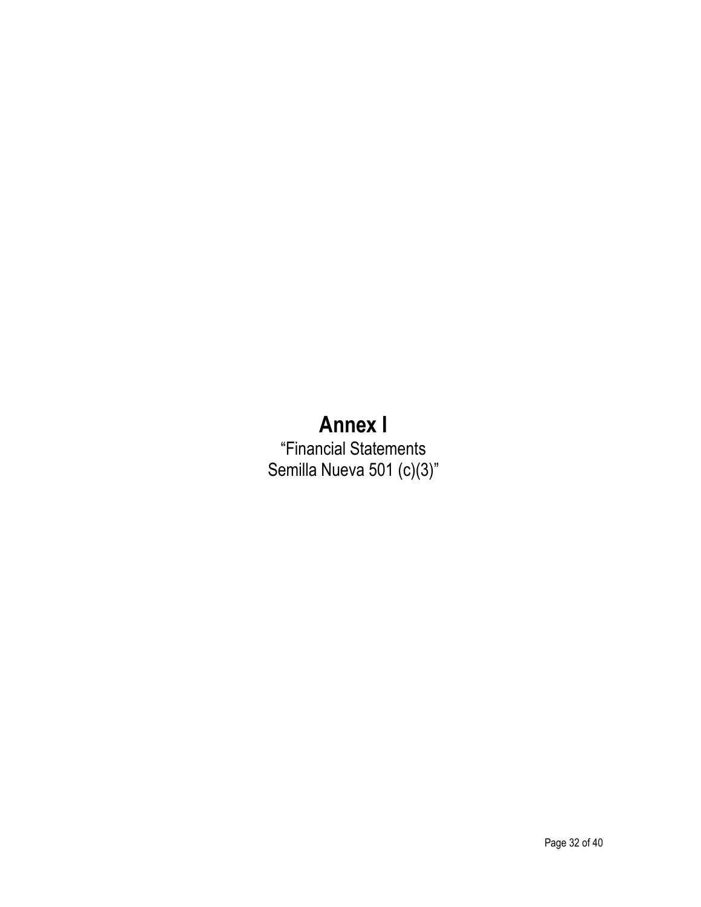# Annex I

"Financial Statements
Semilla Nueva 501 (c)(3)"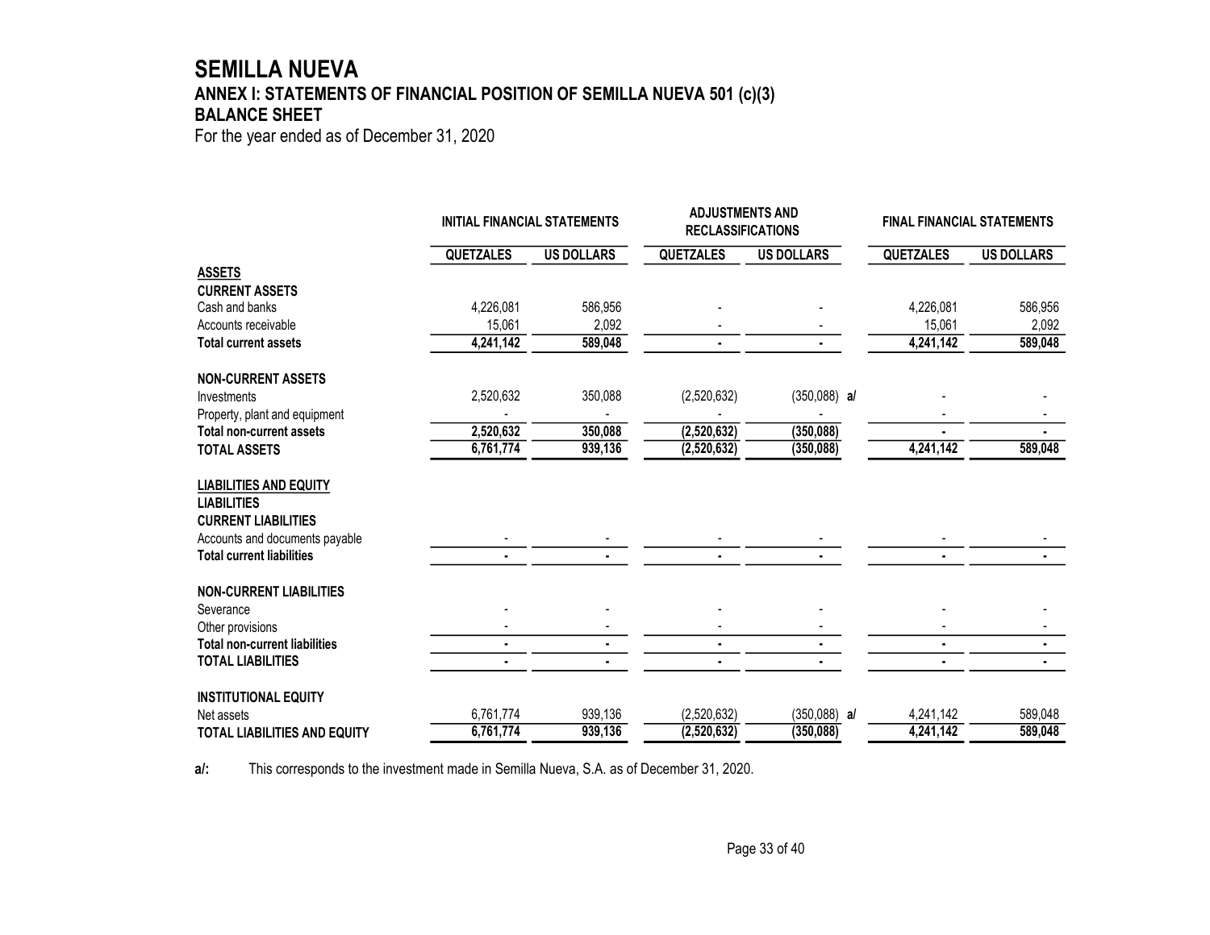# SEMILLA NUEVA

## ANNEX I: STATEMENTS OF FINANCIAL POSITION OF SEMILLA NUEVA 501 (c)(3)

### BALANCE SHEET

For the year ended as of December 31, 2020

| | INITIAL FINANCIAL STATEMENTS | | ADJUSTMENTS AND RECLASSIFICATIONS | | | FINAL FINANCIAL STATEMENTS | |
|---|---|---|---|---|---|---|---|
| | QUETZALES | US DOLLARS | QUETZALES | US DOLLARS | | QUETZALES | US DOLLARS |
| **ASSETS** | | | | | | | |
| **CURRENT ASSETS** | | | | | | | |
| Cash and banks | 4,226,081 | 586,956 | - | - | | 4,226,081 | 586,956 |
| Accounts receivable | 15,061 | 2,092 | - | - | | 15,061 | 2,092 |
| **Total current assets** | **4,241,142** | **589,048** | **-** | **-** | | **4,241,142** | **589,048** |
| **NON-CURRENT ASSETS** | | | | | | | |
| Investments | 2,520,632 | 350,088 | (2,520,632) | (350,088) | a/ | - | - |
| Property, plant and equipment | - | - | - | - | | - | - |
| **Total non-current assets** | **2,520,632** | **350,088** | **(2,520,632)** | **(350,088)** | | **-** | **-** |
| **TOTAL ASSETS** | **6,761,774** | **939,136** | **(2,520,632)** | **(350,088)** | | **4,241,142** | **589,048** |
| **LIABILITIES AND EQUITY** | | | | | | | |
| **LIABILITIES** | | | | | | | |
| **CURRENT LIABILITIES** | | | | | | | |
| Accounts and documents payable | - | - | - | - | | - | - |
| **Total current liabilities** | **-** | **-** | **-** | **-** | | **-** | **-** |
| **NON-CURRENT LIABILITIES** | | | | | | | |
| Severance | - | - | - | - | | - | - |
| Other provisions | - | - | - | - | | - | - |
| **Total non-current liabilities** | **-** | **-** | **-** | **-** | | **-** | **-** |
| **TOTAL LIABILITIES** | **-** | **-** | **-** | **-** | | **-** | **-** |
| **INSTITUTIONAL EQUITY** | | | | | | | |
| Net assets | 6,761,774 | 939,136 | (2,520,632) | (350,088) | a/ | 4,241,142 | 589,048 |
| **TOTAL LIABILITIES AND EQUITY** | **6,761,774** | **939,136** | **(2,520,632)** | **(350,088)** | | **4,241,142** | **589,048** |

**a/:** This corresponds to the investment made in Semilla Nueva, S.A. as of December 31, 2020.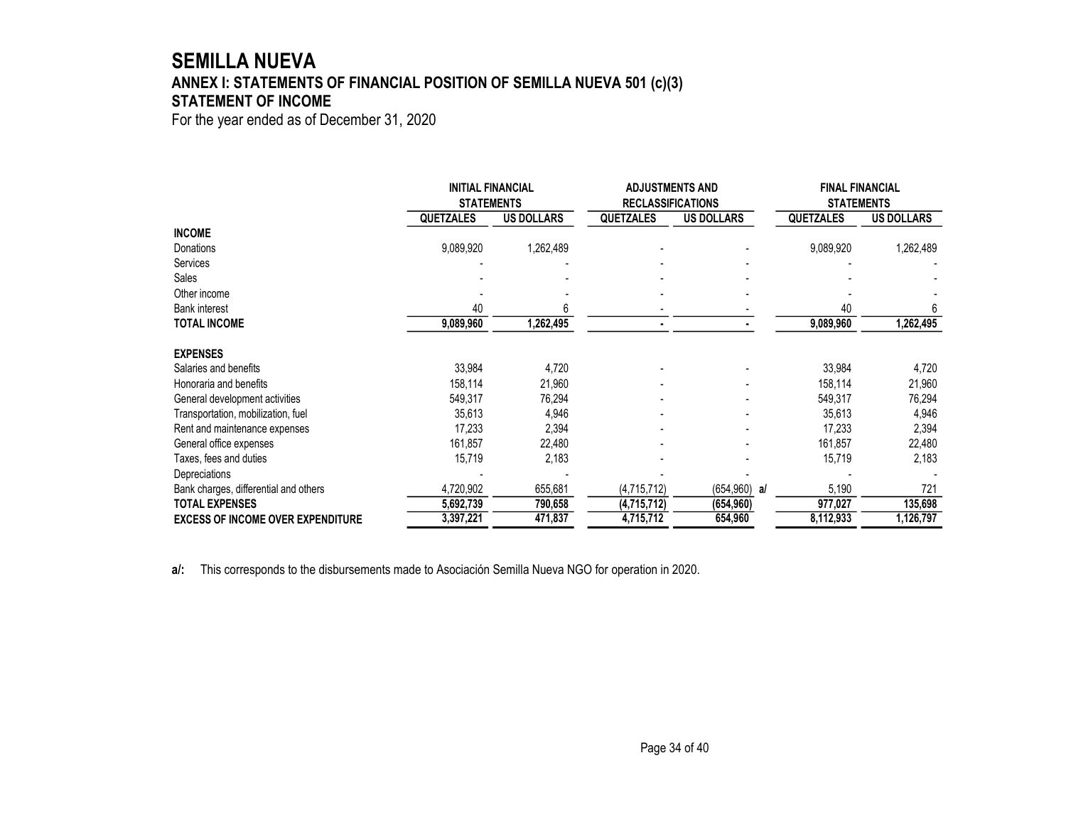# SEMILLA NUEVA

## ANNEX I: STATEMENTS OF FINANCIAL POSITION OF SEMILLA NUEVA 501 (c)(3)

## STATEMENT OF INCOME

For the year ended as of December 31, 2020

| | INITIAL FINANCIAL STATEMENTS | | ADJUSTMENTS AND RECLASSIFICATIONS | | FINAL FINANCIAL STATEMENTS | |
|---|---|---|---|---|---|---|
| | QUETZALES | US DOLLARS | QUETZALES | US DOLLARS | QUETZALES | US DOLLARS |
| **INCOME** | | | | | | |
| Donations | 9,089,920 | 1,262,489 | - | - | 9,089,920 | 1,262,489 |
| Services | - | - | - | - | - | - |
| Sales | - | - | - | - | - | - |
| Other income | - | - | - | - | - | - |
| Bank interest | 40 | 6 | - | - | 40 | 6 |
| **TOTAL INCOME** | **9,089,960** | **1,262,495** | **-** | **-** | **9,089,960** | **1,262,495** |
| | | | | | | |
| **EXPENSES** | | | | | | |
| Salaries and benefits | 33,984 | 4,720 | - | - | 33,984 | 4,720 |
| Honoraria and benefits | 158,114 | 21,960 | - | - | 158,114 | 21,960 |
| General development activities | 549,317 | 76,294 | - | - | 549,317 | 76,294 |
| Transportation, mobilization, fuel | 35,613 | 4,946 | - | - | 35,613 | 4,946 |
| Rent and maintenance expenses | 17,233 | 2,394 | - | - | 17,233 | 2,394 |
| General office expenses | 161,857 | 22,480 | - | - | 161,857 | 22,480 |
| Taxes, fees and duties | 15,719 | 2,183 | - | - | 15,719 | 2,183 |
| Depreciations | - | - | - | - | - | - |
| Bank charges, differential and others | 4,720,902 | 655,681 | (4,715,712) | (654,960) a/ | 5,190 | 721 |
| **TOTAL EXPENSES** | **5,692,739** | **790,658** | **(4,715,712)** | **(654,960)** | **977,027** | **135,698** |
| **EXCESS OF INCOME OVER EXPENDITURE** | **3,397,221** | **471,837** | **4,715,712** | **654,960** | **8,112,933** | **1,126,797** |

**a/:** This corresponds to the disbursements made to Asociación Semilla Nueva NGO for operation in 2020.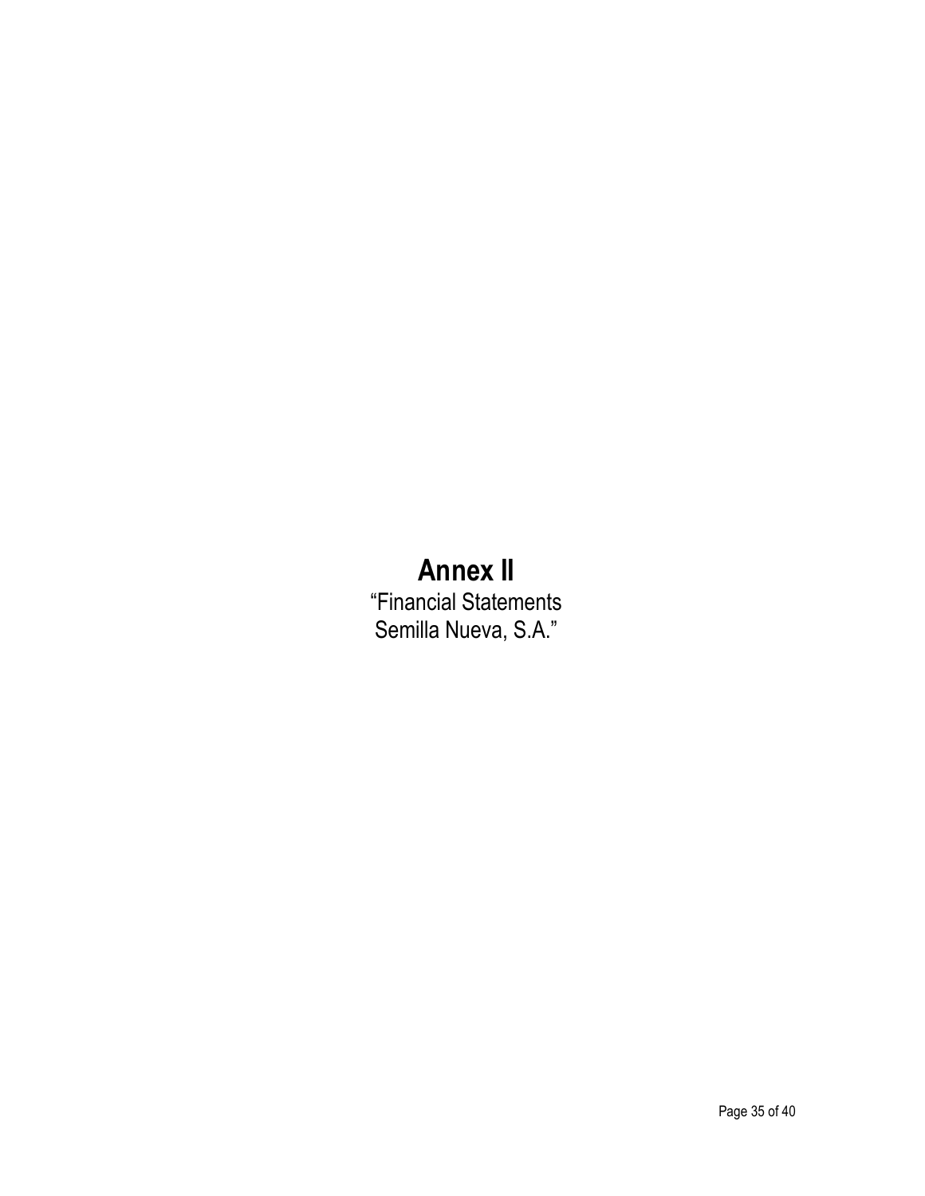# Annex II

"Financial Statements
Semilla Nueva, S.A."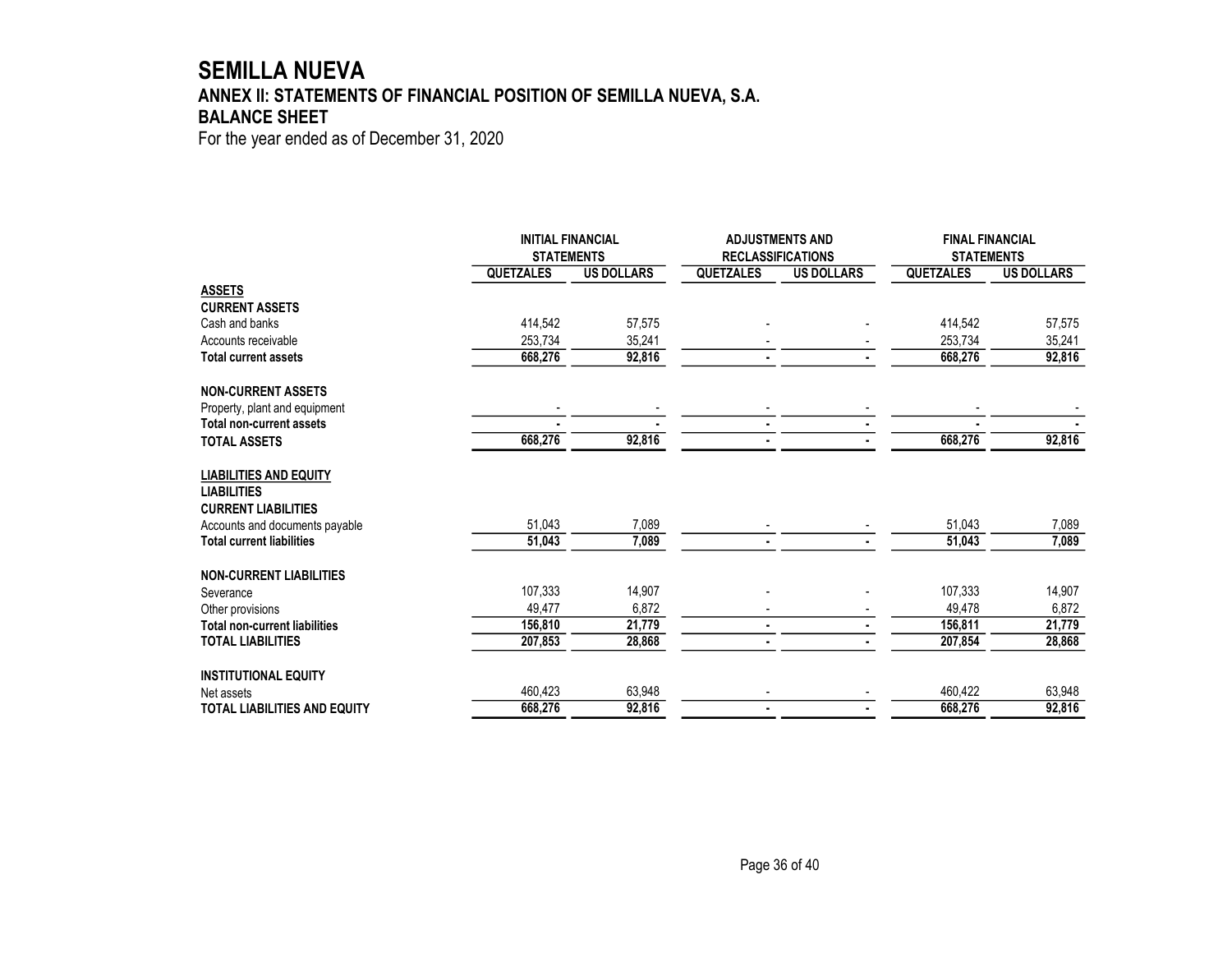# SEMILLA NUEVA

## ANNEX II: STATEMENTS OF FINANCIAL POSITION OF SEMILLA NUEVA, S.A.

## BALANCE SHEET

For the year ended as of December 31, 2020

| | INITIAL FINANCIAL STATEMENTS | | ADJUSTMENTS AND RECLASSIFICATIONS | | FINAL FINANCIAL STATEMENTS | |
|---|---|---|---|---|---|---|
| | QUETZALES | US DOLLARS | QUETZALES | US DOLLARS | QUETZALES | US DOLLARS |
| **ASSETS** | | | | | | |
| **CURRENT ASSETS** | | | | | | |
| Cash and banks | 414,542 | 57,575 | - | - | 414,542 | 57,575 |
| Accounts receivable | 253,734 | 35,241 | - | - | 253,734 | 35,241 |
| **Total current assets** | **668,276** | **92,816** | **-** | **-** | **668,276** | **92,816** |
| **NON-CURRENT ASSETS** | | | | | | |
| Property, plant and equipment | - | - | - | - | - | - |
| **Total non-current assets** | **-** | **-** | **-** | **-** | **-** | **-** |
| **TOTAL ASSETS** | **668,276** | **92,816** | **-** | **-** | **668,276** | **92,816** |
| **LIABILITIES AND EQUITY** | | | | | | |
| **LIABILITIES** | | | | | | |
| **CURRENT LIABILITIES** | | | | | | |
| Accounts and documents payable | 51,043 | 7,089 | - | - | 51,043 | 7,089 |
| **Total current liabilities** | **51,043** | **7,089** | **-** | **-** | **51,043** | **7,089** |
| **NON-CURRENT LIABILITIES** | | | | | | |
| Severance | 107,333 | 14,907 | - | - | 107,333 | 14,907 |
| Other provisions | 49,477 | 6,872 | - | - | 49,478 | 6,872 |
| **Total non-current liabilities** | **156,810** | **21,779** | **-** | **-** | **156,811** | **21,779** |
| **TOTAL LIABILITIES** | **207,853** | **28,868** | **-** | **-** | **207,854** | **28,868** |
| **INSTITUTIONAL EQUITY** | | | | | | |
| Net assets | 460,423 | 63,948 | - | - | 460,422 | 63,948 |
| **TOTAL LIABILITIES AND EQUITY** | **668,276** | **92,816** | **-** | **-** | **668,276** | **92,816** |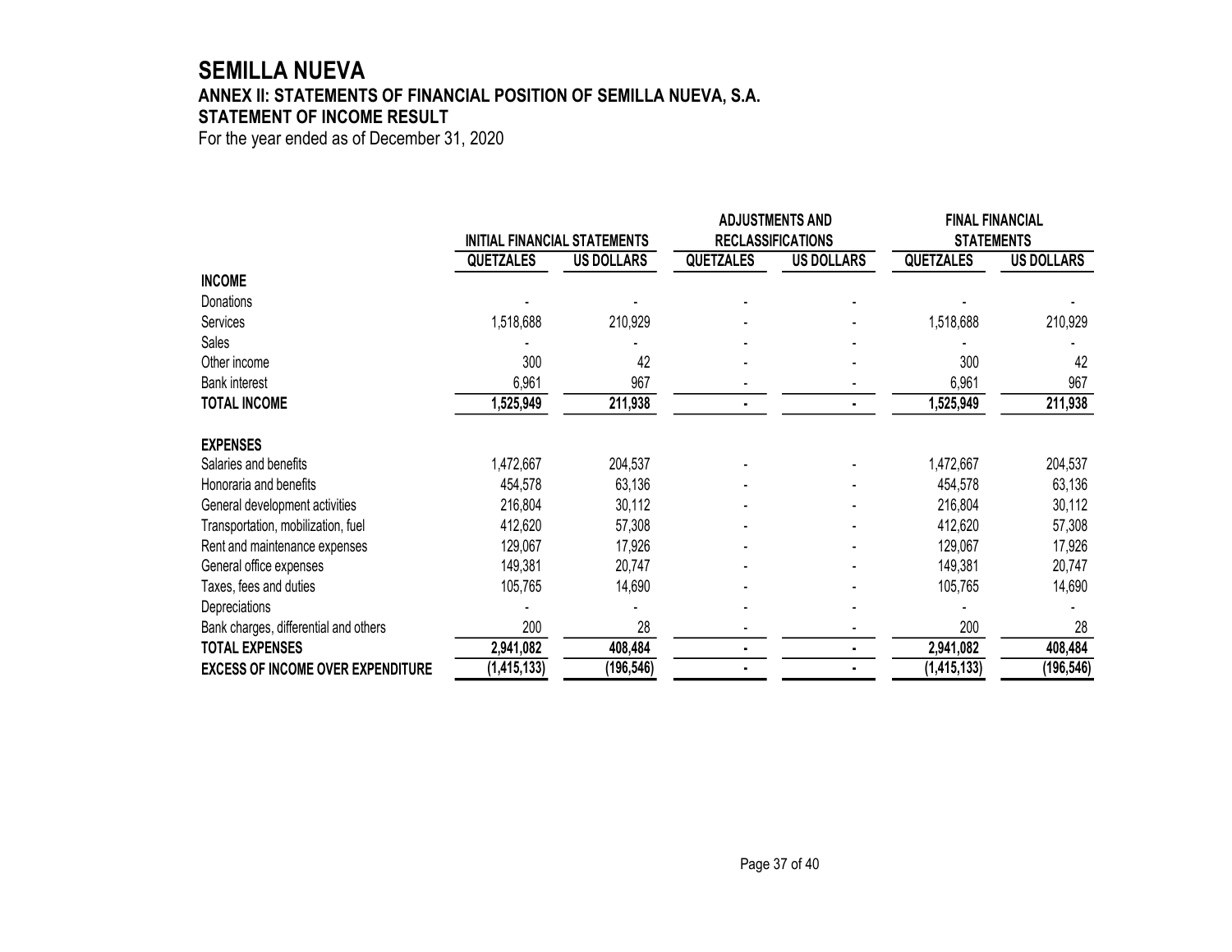# SEMILLA NUEVA

## ANNEX II: STATEMENTS OF FINANCIAL POSITION OF SEMILLA NUEVA, S.A.

## STATEMENT OF INCOME RESULT

For the year ended as of December 31, 2020

| | INITIAL FINANCIAL STATEMENTS | | ADJUSTMENTS AND RECLASSIFICATIONS | | FINAL FINANCIAL STATEMENTS | |
|---|---|---|---|---|---|---|
| | QUETZALES | US DOLLARS | QUETZALES | US DOLLARS | QUETZALES | US DOLLARS |
| **INCOME** | | | | | | |
| Donations | - | - | - | - | - | - |
| Services | 1,518,688 | 210,929 | - | - | 1,518,688 | 210,929 |
| Sales | - | - | - | - | - | - |
| Other income | 300 | 42 | - | - | 300 | 42 |
| Bank interest | 6,961 | 967 | - | - | 6,961 | 967 |
| **TOTAL INCOME** | **1,525,949** | **211,938** | **-** | **-** | **1,525,949** | **211,938** |
| | | | | | | |
| **EXPENSES** | | | | | | |
| Salaries and benefits | 1,472,667 | 204,537 | - | - | 1,472,667 | 204,537 |
| Honoraria and benefits | 454,578 | 63,136 | - | - | 454,578 | 63,136 |
| General development activities | 216,804 | 30,112 | - | - | 216,804 | 30,112 |
| Transportation, mobilization, fuel | 412,620 | 57,308 | - | - | 412,620 | 57,308 |
| Rent and maintenance expenses | 129,067 | 17,926 | - | - | 129,067 | 17,926 |
| General office expenses | 149,381 | 20,747 | - | - | 149,381 | 20,747 |
| Taxes, fees and duties | 105,765 | 14,690 | - | - | 105,765 | 14,690 |
| Depreciations | - | - | - | - | - | - |
| Bank charges, differential and others | 200 | 28 | - | - | 200 | 28 |
| **TOTAL EXPENSES** | **2,941,082** | **408,484** | **-** | **-** | **2,941,082** | **408,484** |
| **EXCESS OF INCOME OVER EXPENDITURE** | **(1,415,133)** | **(196,546)** | **-** | **-** | **(1,415,133)** | **(196,546)** |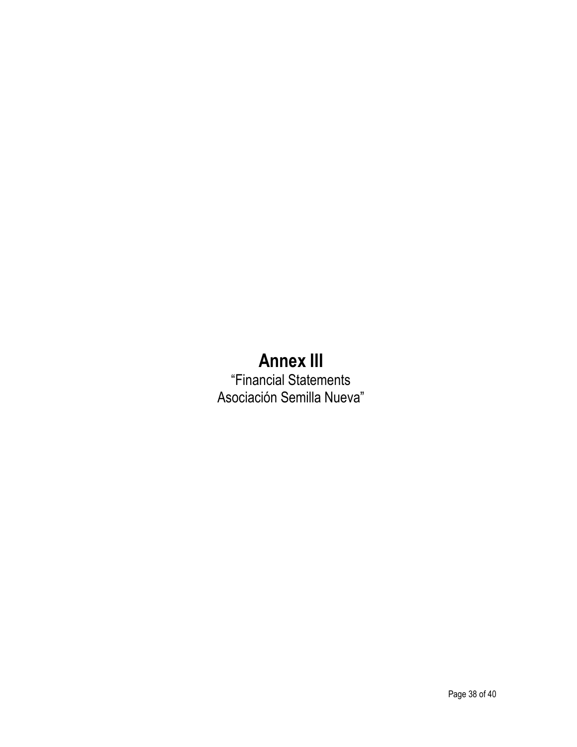# Annex III

"Financial Statements
Asociación Semilla Nueva"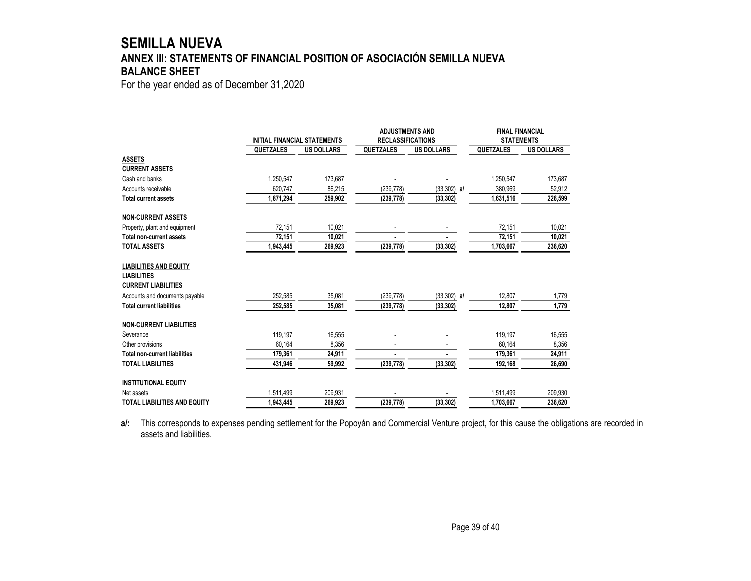# SEMILLA NUEVA

## ANNEX III: STATEMENTS OF FINANCIAL POSITION OF ASOCIACIÓN SEMILLA NUEVA

## BALANCE SHEET

For the year ended as of December 31,2020

| | INITIAL FINANCIAL STATEMENTS | | ADJUSTMENTS AND RECLASSIFICATIONS | | FINAL FINANCIAL STATEMENTS | |
|---|---|---|---|---|---|---|
| | QUETZALES | US DOLLARS | QUETZALES | US DOLLARS | QUETZALES | US DOLLARS |
| **ASSETS** | | | | | | |
| **CURRENT ASSETS** | | | | | | |
| Cash and banks | 1,250,547 | 173,687 | - | - | 1,250,547 | 173,687 |
| Accounts receivable | 620,747 | 86,215 | (239,778) | (33,302) a/ | 380,969 | 52,912 |
| **Total current assets** | **1,871,294** | **259,902** | **(239,778)** | **(33,302)** | **1,631,516** | **226,599** |
| **NON-CURRENT ASSETS** | | | | | | |
| Property, plant and equipment | 72,151 | 10,021 | - | - | 72,151 | 10,021 |
| **Total non-current assets** | **72,151** | **10,021** | **-** | **-** | **72,151** | **10,021** |
| **TOTAL ASSETS** | **1,943,445** | **269,923** | **(239,778)** | **(33,302)** | **1,703,667** | **236,620** |
| **LIABILITIES AND EQUITY** | | | | | | |
| **LIABILITIES** | | | | | | |
| **CURRENT LIABILITIES** | | | | | | |
| Accounts and documents payable | 252,585 | 35,081 | (239,778) | (33,302) a/ | 12,807 | 1,779 |
| **Total current liabilities** | **252,585** | **35,081** | **(239,778)** | **(33,302)** | **12,807** | **1,779** |
| **NON-CURRENT LIABILITIES** | | | | | | |
| Severance | 119,197 | 16,555 | - | - | 119,197 | 16,555 |
| Other provisions | 60,164 | 8,356 | - | - | 60,164 | 8,356 |
| **Total non-current liabilities** | **179,361** | **24,911** | **-** | **-** | **179,361** | **24,911** |
| **TOTAL LIABILITIES** | **431,946** | **59,992** | **(239,778)** | **(33,302)** | **192,168** | **26,690** |
| **INSTITUTIONAL EQUITY** | | | | | | |
| Net assets | 1,511,499 | 209,931 | - | - | 1,511,499 | 209,930 |
| **TOTAL LIABILITIES AND EQUITY** | **1,943,445** | **269,923** | **(239,778)** | **(33,302)** | **1,703,667** | **236,620** |

**a/:** This corresponds to expenses pending settlement for the Popoyán and Commercial Venture project, for this cause the obligations are recorded in assets and liabilities.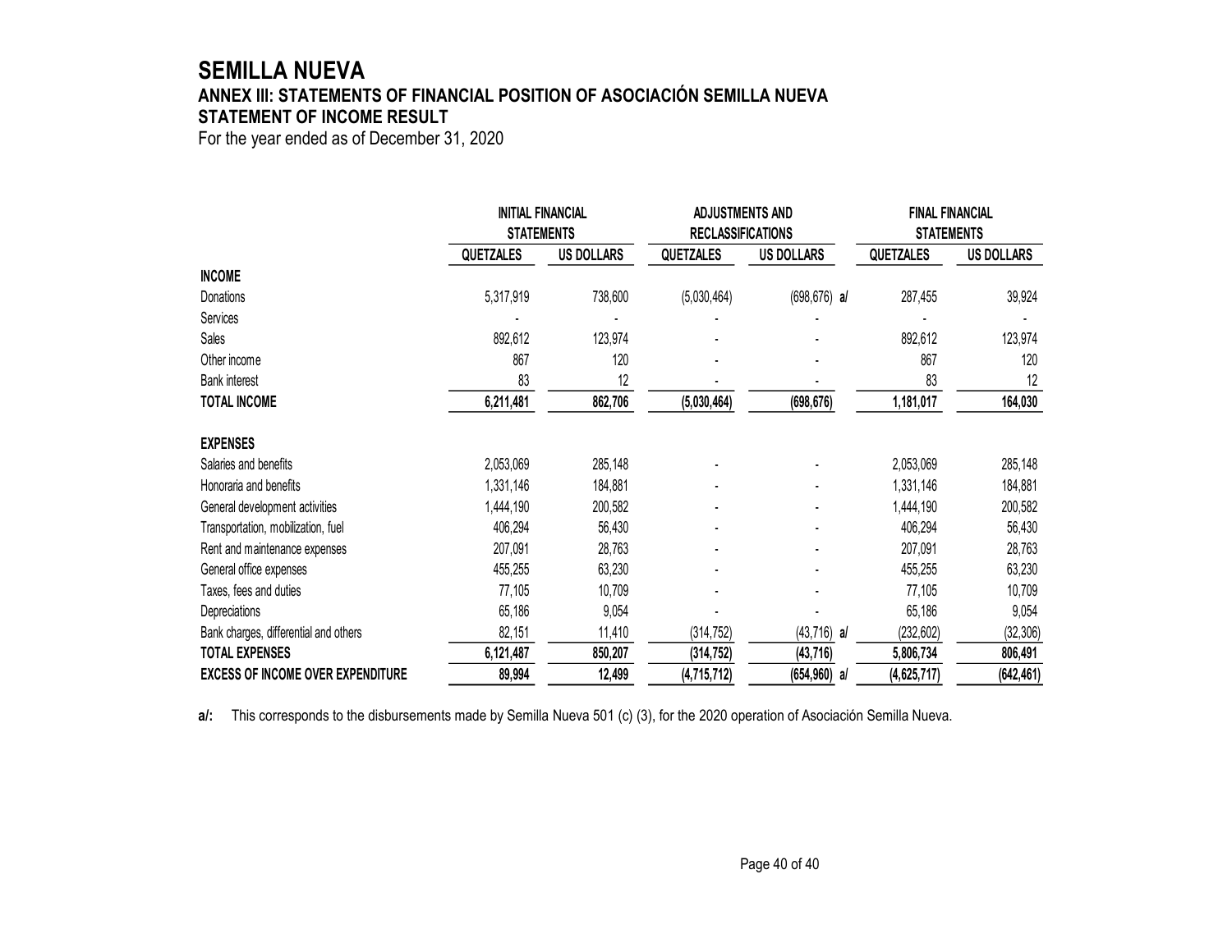# SEMILLA NUEVA

## ANNEX III: STATEMENTS OF FINANCIAL POSITION OF ASOCIACIÓN SEMILLA NUEVA

## STATEMENT OF INCOME RESULT

For the year ended as of December 31, 2020

| | INITIAL FINANCIAL STATEMENTS | | ADJUSTMENTS AND RECLASSIFICATIONS | | | FINAL FINANCIAL STATEMENTS | |
|---|---|---|---|---|---|---|---|
| | QUETZALES | US DOLLARS | QUETZALES | US DOLLARS | | QUETZALES | US DOLLARS |
| **INCOME** | | | | | | | |
| Donations | 5,317,919 | 738,600 | (5,030,464) | (698,676) | a/ | 287,455 | 39,924 |
| Services | - | - | - | - | | - | - |
| Sales | 892,612 | 123,974 | - | - | | 892,612 | 123,974 |
| Other income | 867 | 120 | - | - | | 867 | 120 |
| Bank interest | 83 | 12 | - | - | | 83 | 12 |
| **TOTAL INCOME** | **6,211,481** | **862,706** | **(5,030,464)** | **(698,676)** | | **1,181,017** | **164,030** |
| **EXPENSES** | | | | | | | |
| Salaries and benefits | 2,053,069 | 285,148 | - | - | | 2,053,069 | 285,148 |
| Honoraria and benefits | 1,331,146 | 184,881 | - | - | | 1,331,146 | 184,881 |
| General development activities | 1,444,190 | 200,582 | - | - | | 1,444,190 | 200,582 |
| Transportation, mobilization, fuel | 406,294 | 56,430 | - | - | | 406,294 | 56,430 |
| Rent and maintenance expenses | 207,091 | 28,763 | - | - | | 207,091 | 28,763 |
| General office expenses | 455,255 | 63,230 | - | - | | 455,255 | 63,230 |
| Taxes, fees and duties | 77,105 | 10,709 | - | - | | 77,105 | 10,709 |
| Depreciations | 65,186 | 9,054 | - | - | | 65,186 | 9,054 |
| Bank charges, differential and others | 82,151 | 11,410 | (314,752) | (43,716) | a/ | (232,602) | (32,306) |
| **TOTAL EXPENSES** | **6,121,487** | **850,207** | **(314,752)** | **(43,716)** | | **5,806,734** | **806,491** |
| **EXCESS OF INCOME OVER EXPENDITURE** | **89,994** | **12,499** | **(4,715,712)** | **(654,960)** | a/ | **(4,625,717)** | **(642,461)** |

**a/:** This corresponds to the disbursements made by Semilla Nueva 501 (c) (3), for the 2020 operation of Asociación Semilla Nueva.